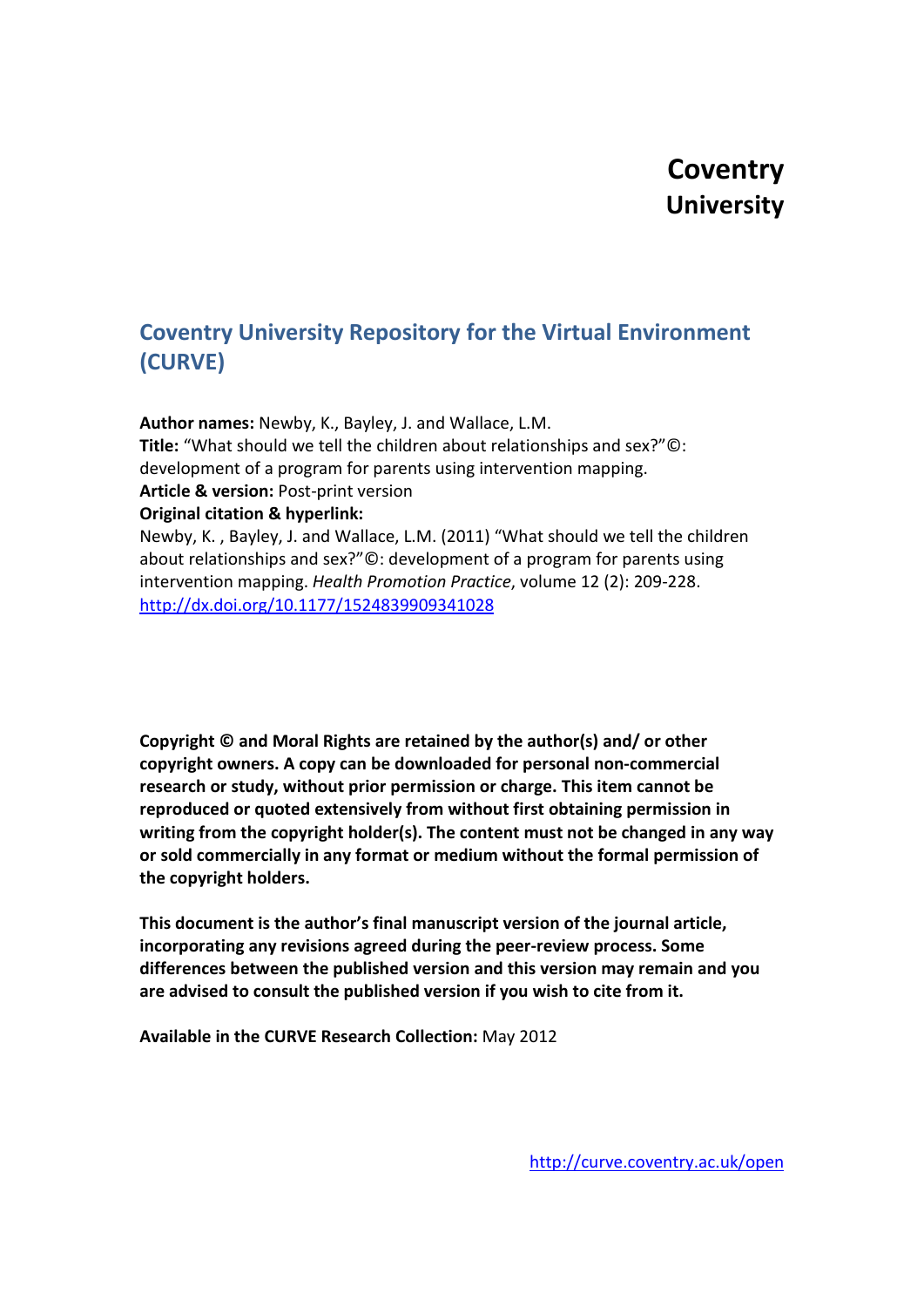# Coventry University

## Coventry University Repository for the Virtual Environment (CURVE)

**Author names:** Newby, K., Bayley, J. and Wallace, L.M.
**Title:** "What should we tell the children about relationships and sex?"©: development of a program for parents using intervention mapping.
**Article & version:** Post-print version
**Original citation & hyperlink:**
Newby, K. , Bayley, J. and Wallace, L.M. (2011) "What should we tell the children about relationships and sex?"©: development of a program for parents using intervention mapping. *Health Promotion Practice*, volume 12 (2): 209-228.
http://dx.doi.org/10.1177/1524839909341028

**Copyright © and Moral Rights are retained by the author(s) and/ or other copyright owners. A copy can be downloaded for personal non-commercial research or study, without prior permission or charge. This item cannot be reproduced or quoted extensively from without first obtaining permission in writing from the copyright holder(s). The content must not be changed in any way or sold commercially in any format or medium without the formal permission of the copyright holders.**

**This document is the author's final manuscript version of the journal article, incorporating any revisions agreed during the peer-review process. Some differences between the published version and this version may remain and you are advised to consult the published version if you wish to cite from it.**

**Available in the CURVE Research Collection:** May 2012

http://curve.coventry.ac.uk/open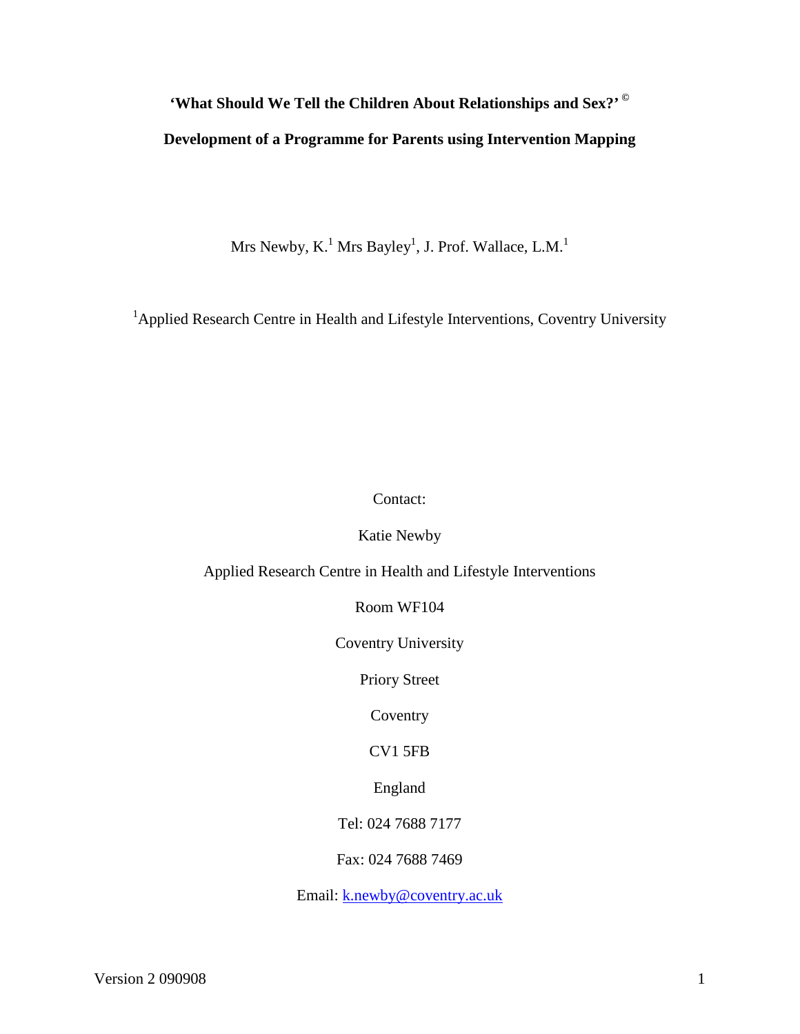**'What Should We Tell the Children About Relationships and Sex?' ©**

**Development of a Programme for Parents using Intervention Mapping**

Mrs Newby, K.[1] Mrs Bayley[1], J. Prof. Wallace, L.M.[1]

[1]Applied Research Centre in Health and Lifestyle Interventions, Coventry University

Contact:

Katie Newby

Applied Research Centre in Health and Lifestyle Interventions

Room WF104

Coventry University

Priory Street

Coventry

CV1 5FB

England

Tel: 024 7688 7177

Fax: 024 7688 7469

Email: k.newby@coventry.ac.uk

Version 2 090908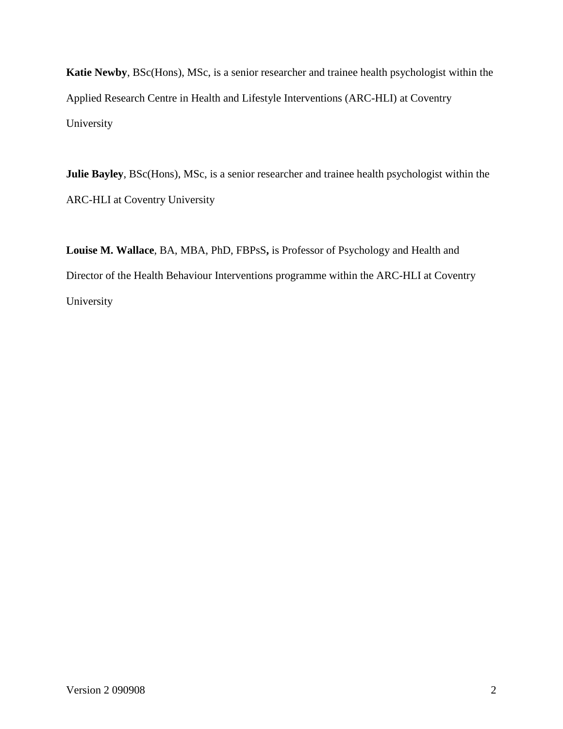**Katie Newby**, BSc(Hons), MSc, is a senior researcher and trainee health psychologist within the Applied Research Centre in Health and Lifestyle Interventions (ARC-HLI) at Coventry University

**Julie Bayley**, BSc(Hons), MSc, is a senior researcher and trainee health psychologist within the ARC-HLI at Coventry University

**Louise M. Wallace**, BA, MBA, PhD, FBPsS**,** is Professor of Psychology and Health and Director of the Health Behaviour Interventions programme within the ARC-HLI at Coventry University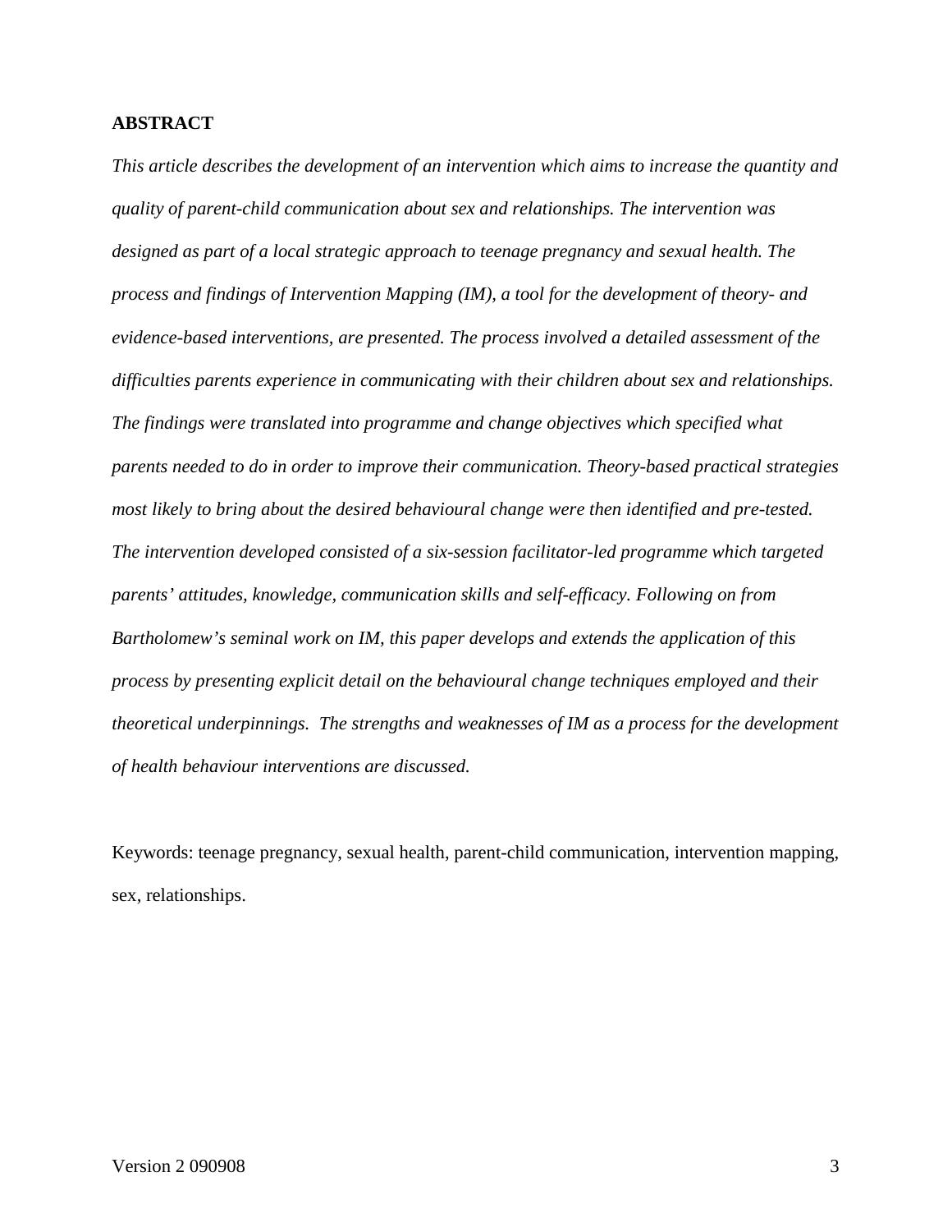## ABSTRACT

*This article describes the development of an intervention which aims to increase the quantity and quality of parent-child communication about sex and relationships. The intervention was designed as part of a local strategic approach to teenage pregnancy and sexual health. The process and findings of Intervention Mapping (IM), a tool for the development of theory- and evidence-based interventions, are presented. The process involved a detailed assessment of the difficulties parents experience in communicating with their children about sex and relationships. The findings were translated into programme and change objectives which specified what parents needed to do in order to improve their communication. Theory-based practical strategies most likely to bring about the desired behavioural change were then identified and pre-tested. The intervention developed consisted of a six-session facilitator-led programme which targeted parents' attitudes, knowledge, communication skills and self-efficacy. Following on from Bartholomew's seminal work on IM, this paper develops and extends the application of this process by presenting explicit detail on the behavioural change techniques employed and their theoretical underpinnings. The strengths and weaknesses of IM as a process for the development of health behaviour interventions are discussed.*

Keywords: teenage pregnancy, sexual health, parent-child communication, intervention mapping, sex, relationships.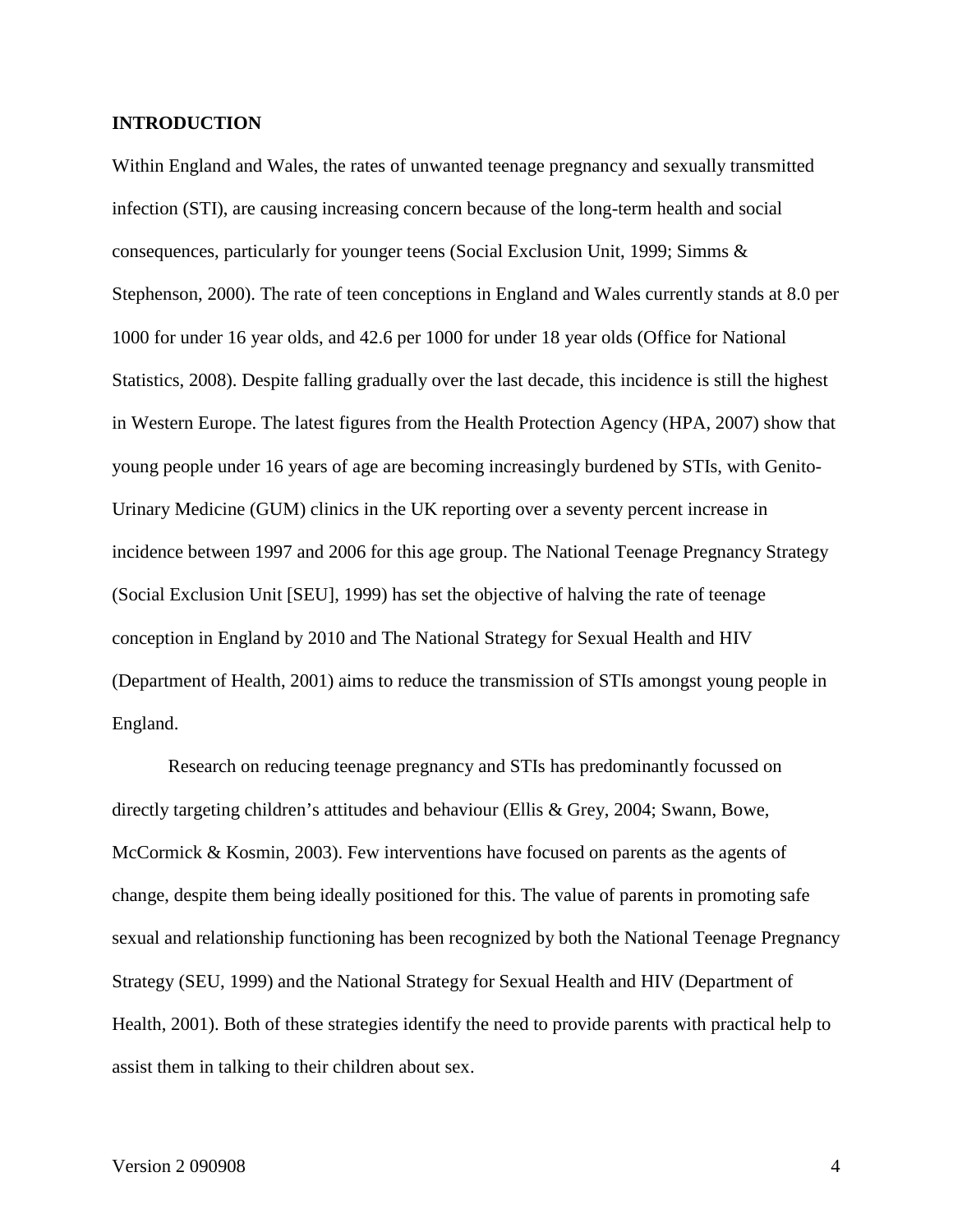## INTRODUCTION

Within England and Wales, the rates of unwanted teenage pregnancy and sexually transmitted infection (STI), are causing increasing concern because of the long-term health and social consequences, particularly for younger teens (Social Exclusion Unit, 1999; Simms & Stephenson, 2000). The rate of teen conceptions in England and Wales currently stands at 8.0 per 1000 for under 16 year olds, and 42.6 per 1000 for under 18 year olds (Office for National Statistics, 2008). Despite falling gradually over the last decade, this incidence is still the highest in Western Europe. The latest figures from the Health Protection Agency (HPA, 2007) show that young people under 16 years of age are becoming increasingly burdened by STIs, with Genito-Urinary Medicine (GUM) clinics in the UK reporting over a seventy percent increase in incidence between 1997 and 2006 for this age group. The National Teenage Pregnancy Strategy (Social Exclusion Unit [SEU], 1999) has set the objective of halving the rate of teenage conception in England by 2010 and The National Strategy for Sexual Health and HIV (Department of Health, 2001) aims to reduce the transmission of STIs amongst young people in England.

Research on reducing teenage pregnancy and STIs has predominantly focussed on directly targeting children's attitudes and behaviour (Ellis & Grey, 2004; Swann, Bowe, McCormick & Kosmin, 2003). Few interventions have focused on parents as the agents of change, despite them being ideally positioned for this. The value of parents in promoting safe sexual and relationship functioning has been recognized by both the National Teenage Pregnancy Strategy (SEU, 1999) and the National Strategy for Sexual Health and HIV (Department of Health, 2001). Both of these strategies identify the need to provide parents with practical help to assist them in talking to their children about sex.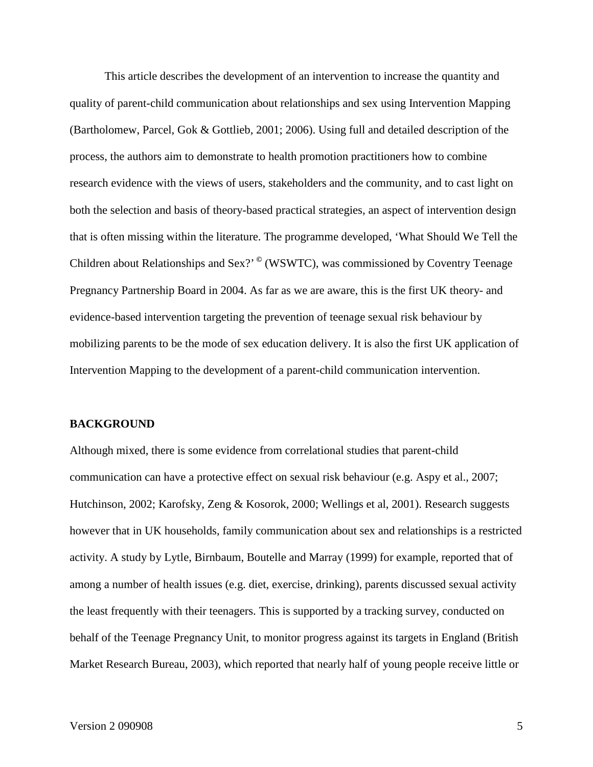This article describes the development of an intervention to increase the quantity and quality of parent-child communication about relationships and sex using Intervention Mapping (Bartholomew, Parcel, Gok & Gottlieb, 2001; 2006). Using full and detailed description of the process, the authors aim to demonstrate to health promotion practitioners how to combine research evidence with the views of users, stakeholders and the community, and to cast light on both the selection and basis of theory-based practical strategies, an aspect of intervention design that is often missing within the literature. The programme developed, 'What Should We Tell the Children about Relationships and Sex?' © (WSWTC), was commissioned by Coventry Teenage Pregnancy Partnership Board in 2004. As far as we are aware, this is the first UK theory- and evidence-based intervention targeting the prevention of teenage sexual risk behaviour by mobilizing parents to be the mode of sex education delivery. It is also the first UK application of Intervention Mapping to the development of a parent-child communication intervention.

## BACKGROUND

Although mixed, there is some evidence from correlational studies that parent-child communication can have a protective effect on sexual risk behaviour (e.g. Aspy et al., 2007; Hutchinson, 2002; Karofsky, Zeng & Kosorok, 2000; Wellings et al, 2001). Research suggests however that in UK households, family communication about sex and relationships is a restricted activity. A study by Lytle, Birnbaum, Boutelle and Marray (1999) for example, reported that of among a number of health issues (e.g. diet, exercise, drinking), parents discussed sexual activity the least frequently with their teenagers. This is supported by a tracking survey, conducted on behalf of the Teenage Pregnancy Unit, to monitor progress against its targets in England (British Market Research Bureau, 2003), which reported that nearly half of young people receive little or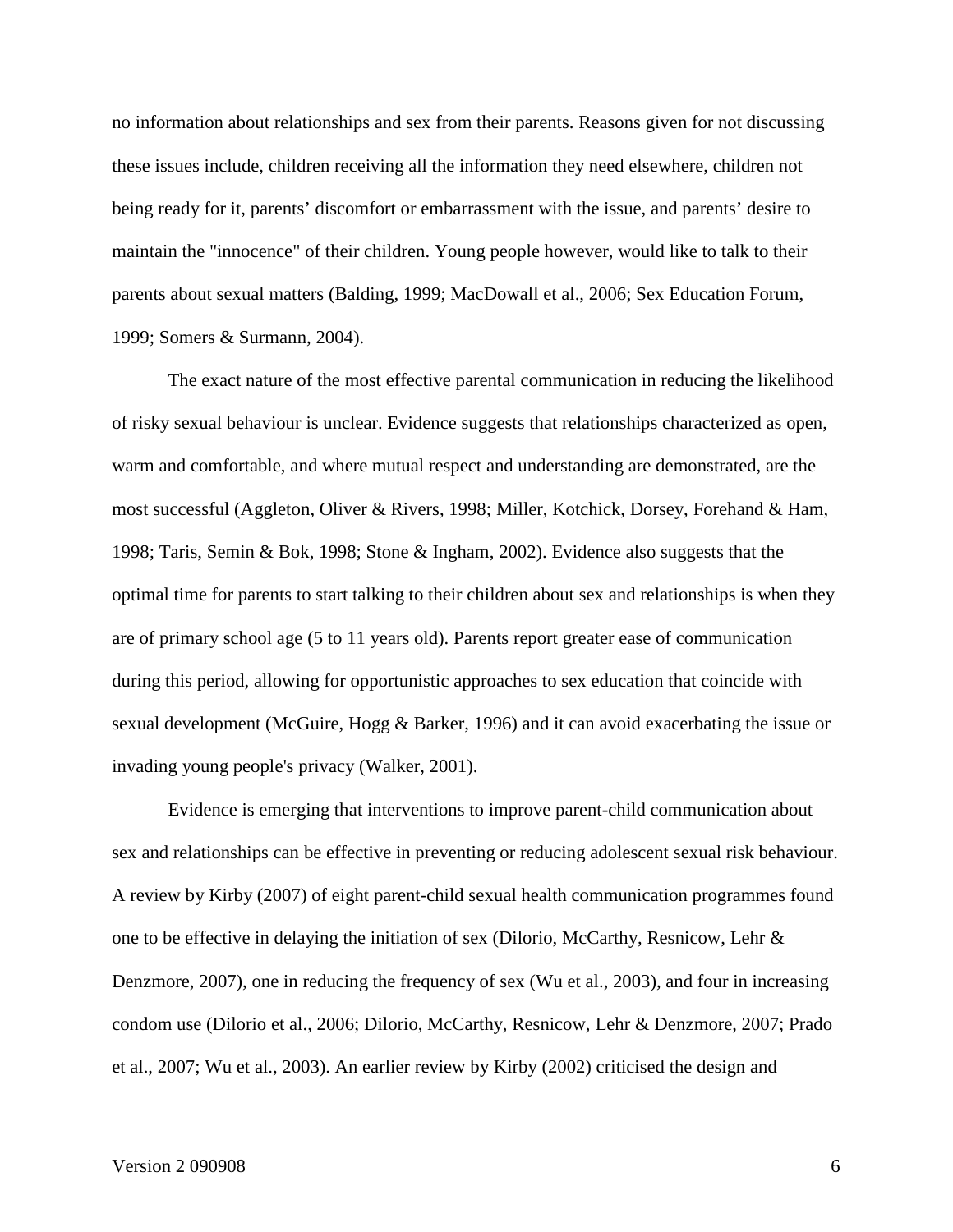no information about relationships and sex from their parents. Reasons given for not discussing these issues include, children receiving all the information they need elsewhere, children not being ready for it, parents' discomfort or embarrassment with the issue, and parents' desire to maintain the "innocence" of their children. Young people however, would like to talk to their parents about sexual matters (Balding, 1999; MacDowall et al., 2006; Sex Education Forum, 1999; Somers & Surmann, 2004).

The exact nature of the most effective parental communication in reducing the likelihood of risky sexual behaviour is unclear. Evidence suggests that relationships characterized as open, warm and comfortable, and where mutual respect and understanding are demonstrated, are the most successful (Aggleton, Oliver & Rivers, 1998; Miller, Kotchick, Dorsey, Forehand & Ham, 1998; Taris, Semin & Bok, 1998; Stone & Ingham, 2002). Evidence also suggests that the optimal time for parents to start talking to their children about sex and relationships is when they are of primary school age (5 to 11 years old). Parents report greater ease of communication during this period, allowing for opportunistic approaches to sex education that coincide with sexual development (McGuire, Hogg & Barker, 1996) and it can avoid exacerbating the issue or invading young people's privacy (Walker, 2001).

Evidence is emerging that interventions to improve parent-child communication about sex and relationships can be effective in preventing or reducing adolescent sexual risk behaviour. A review by Kirby (2007) of eight parent-child sexual health communication programmes found one to be effective in delaying the initiation of sex (Dilorio, McCarthy, Resnicow, Lehr & Denzmore, 2007), one in reducing the frequency of sex (Wu et al., 2003), and four in increasing condom use (Dilorio et al., 2006; Dilorio, McCarthy, Resnicow, Lehr & Denzmore, 2007; Prado et al., 2007; Wu et al., 2003). An earlier review by Kirby (2002) criticised the design and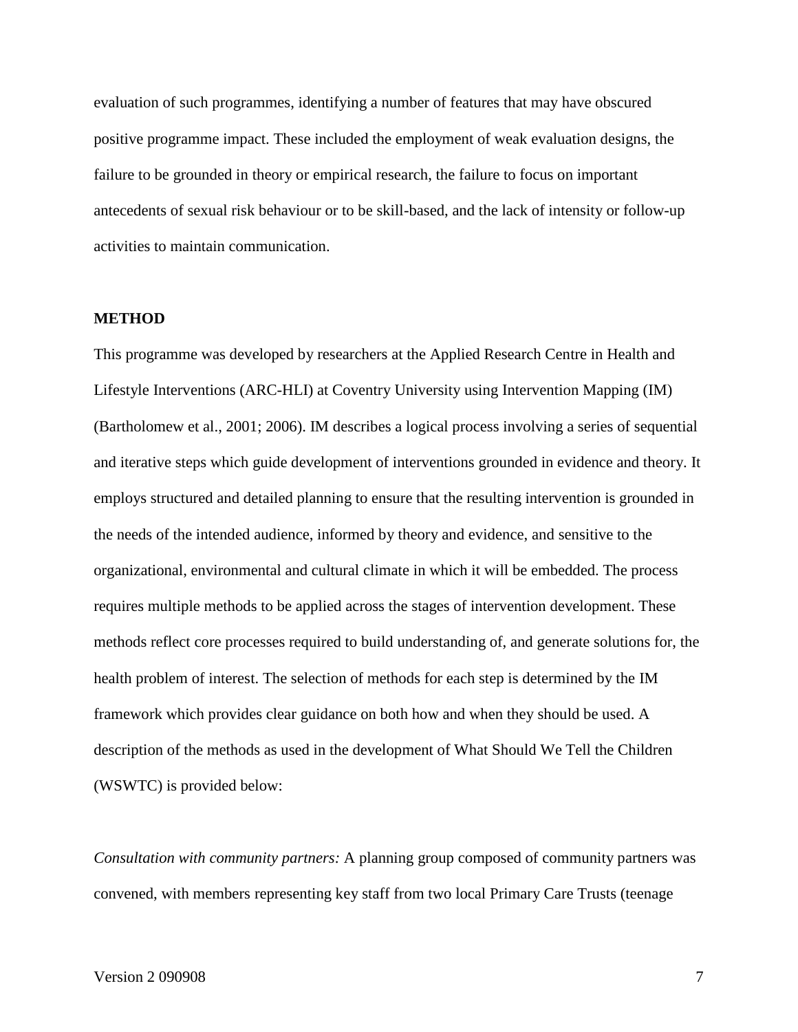evaluation of such programmes, identifying a number of features that may have obscured positive programme impact. These included the employment of weak evaluation designs, the failure to be grounded in theory or empirical research, the failure to focus on important antecedents of sexual risk behaviour or to be skill-based, and the lack of intensity or follow-up activities to maintain communication.

## METHOD

This programme was developed by researchers at the Applied Research Centre in Health and Lifestyle Interventions (ARC-HLI) at Coventry University using Intervention Mapping (IM) (Bartholomew et al., 2001; 2006). IM describes a logical process involving a series of sequential and iterative steps which guide development of interventions grounded in evidence and theory. It employs structured and detailed planning to ensure that the resulting intervention is grounded in the needs of the intended audience, informed by theory and evidence, and sensitive to the organizational, environmental and cultural climate in which it will be embedded. The process requires multiple methods to be applied across the stages of intervention development. These methods reflect core processes required to build understanding of, and generate solutions for, the health problem of interest. The selection of methods for each step is determined by the IM framework which provides clear guidance on both how and when they should be used. A description of the methods as used in the development of What Should We Tell the Children (WSWTC) is provided below:

*Consultation with community partners:* A planning group composed of community partners was convened, with members representing key staff from two local Primary Care Trusts (teenage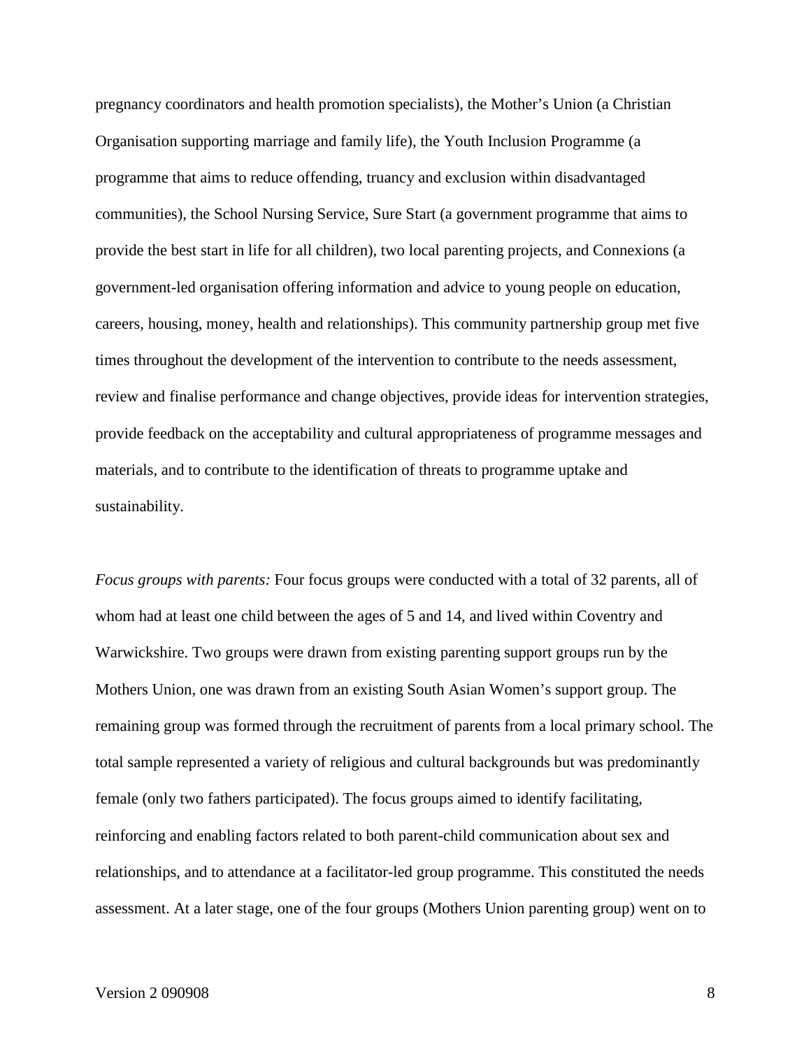pregnancy coordinators and health promotion specialists), the Mother's Union (a Christian Organisation supporting marriage and family life), the Youth Inclusion Programme (a programme that aims to reduce offending, truancy and exclusion within disadvantaged communities), the School Nursing Service, Sure Start (a government programme that aims to provide the best start in life for all children), two local parenting projects, and Connexions (a government-led organisation offering information and advice to young people on education, careers, housing, money, health and relationships). This community partnership group met five times throughout the development of the intervention to contribute to the needs assessment, review and finalise performance and change objectives, provide ideas for intervention strategies, provide feedback on the acceptability and cultural appropriateness of programme messages and materials, and to contribute to the identification of threats to programme uptake and sustainability.

*Focus groups with parents:* Four focus groups were conducted with a total of 32 parents, all of whom had at least one child between the ages of 5 and 14, and lived within Coventry and Warwickshire. Two groups were drawn from existing parenting support groups run by the Mothers Union, one was drawn from an existing South Asian Women's support group. The remaining group was formed through the recruitment of parents from a local primary school. The total sample represented a variety of religious and cultural backgrounds but was predominantly female (only two fathers participated). The focus groups aimed to identify facilitating, reinforcing and enabling factors related to both parent-child communication about sex and relationships, and to attendance at a facilitator-led group programme. This constituted the needs assessment. At a later stage, one of the four groups (Mothers Union parenting group) went on to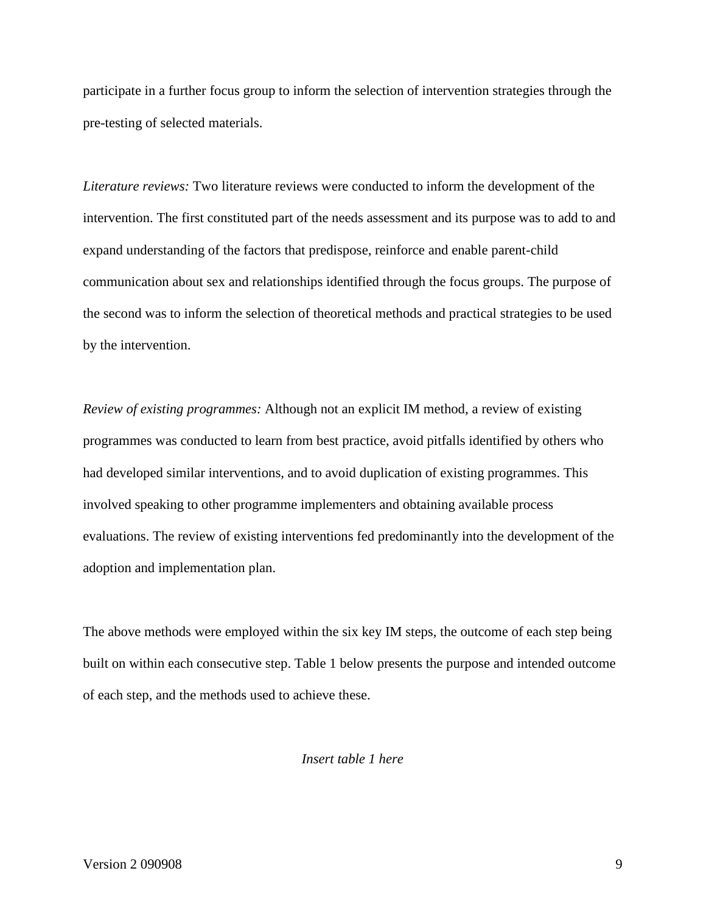participate in a further focus group to inform the selection of intervention strategies through the pre-testing of selected materials.

*Literature reviews:* Two literature reviews were conducted to inform the development of the intervention. The first constituted part of the needs assessment and its purpose was to add to and expand understanding of the factors that predispose, reinforce and enable parent-child communication about sex and relationships identified through the focus groups. The purpose of the second was to inform the selection of theoretical methods and practical strategies to be used by the intervention.

*Review of existing programmes:* Although not an explicit IM method, a review of existing programmes was conducted to learn from best practice, avoid pitfalls identified by others who had developed similar interventions, and to avoid duplication of existing programmes. This involved speaking to other programme implementers and obtaining available process evaluations. The review of existing interventions fed predominantly into the development of the adoption and implementation plan.

The above methods were employed within the six key IM steps, the outcome of each step being built on within each consecutive step. Table 1 below presents the purpose and intended outcome of each step, and the methods used to achieve these.

*Insert table 1 here*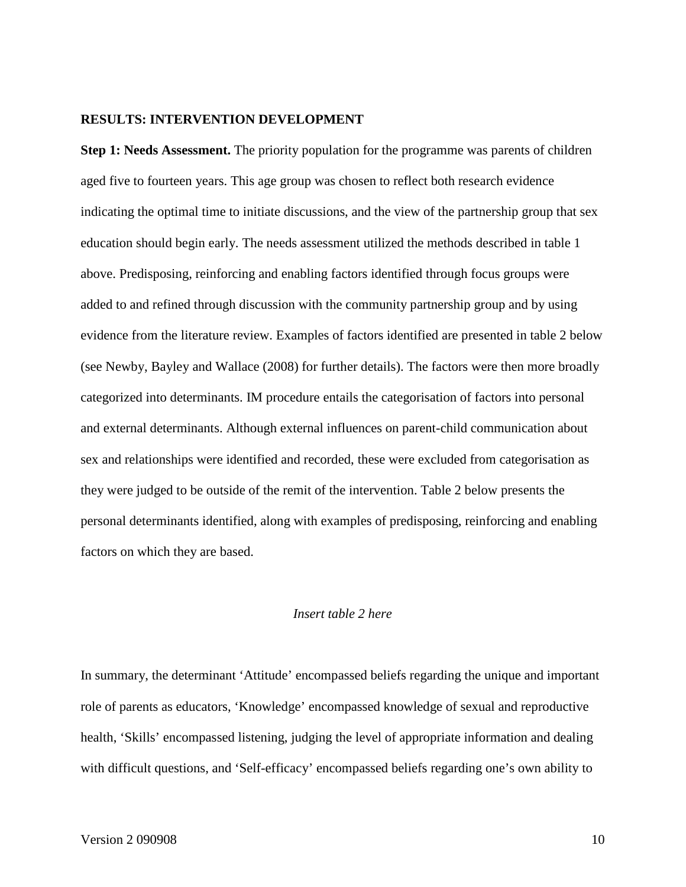**RESULTS: INTERVENTION DEVELOPMENT**

**Step 1: Needs Assessment.** The priority population for the programme was parents of children aged five to fourteen years. This age group was chosen to reflect both research evidence indicating the optimal time to initiate discussions, and the view of the partnership group that sex education should begin early. The needs assessment utilized the methods described in table 1 above. Predisposing, reinforcing and enabling factors identified through focus groups were added to and refined through discussion with the community partnership group and by using evidence from the literature review. Examples of factors identified are presented in table 2 below (see Newby, Bayley and Wallace (2008) for further details). The factors were then more broadly categorized into determinants. IM procedure entails the categorisation of factors into personal and external determinants. Although external influences on parent-child communication about sex and relationships were identified and recorded, these were excluded from categorisation as they were judged to be outside of the remit of the intervention. Table 2 below presents the personal determinants identified, along with examples of predisposing, reinforcing and enabling factors on which they are based.

*Insert table 2 here*

In summary, the determinant 'Attitude' encompassed beliefs regarding the unique and important role of parents as educators, 'Knowledge' encompassed knowledge of sexual and reproductive health, 'Skills' encompassed listening, judging the level of appropriate information and dealing with difficult questions, and 'Self-efficacy' encompassed beliefs regarding one's own ability to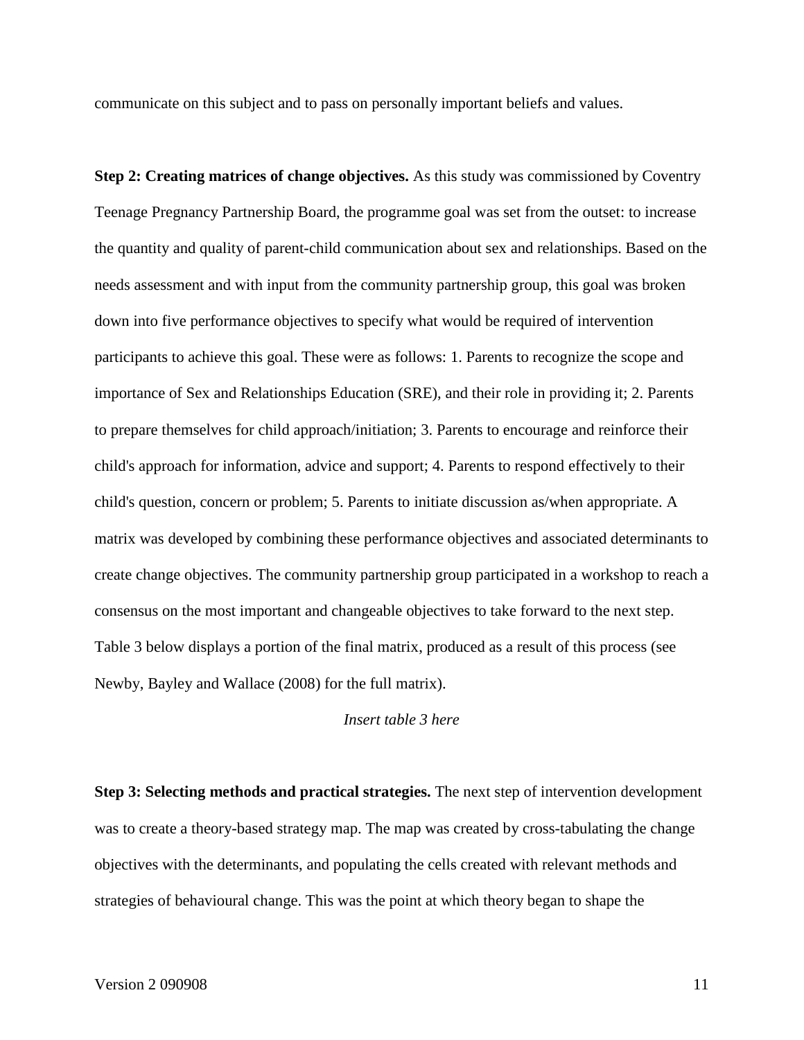communicate on this subject and to pass on personally important beliefs and values.

**Step 2: Creating matrices of change objectives.** As this study was commissioned by Coventry Teenage Pregnancy Partnership Board, the programme goal was set from the outset: to increase the quantity and quality of parent-child communication about sex and relationships. Based on the needs assessment and with input from the community partnership group, this goal was broken down into five performance objectives to specify what would be required of intervention participants to achieve this goal. These were as follows: 1. Parents to recognize the scope and importance of Sex and Relationships Education (SRE), and their role in providing it; 2. Parents to prepare themselves for child approach/initiation; 3. Parents to encourage and reinforce their child's approach for information, advice and support; 4. Parents to respond effectively to their child's question, concern or problem; 5. Parents to initiate discussion as/when appropriate. A matrix was developed by combining these performance objectives and associated determinants to create change objectives. The community partnership group participated in a workshop to reach a consensus on the most important and changeable objectives to take forward to the next step. Table 3 below displays a portion of the final matrix, produced as a result of this process (see Newby, Bayley and Wallace (2008) for the full matrix).

*Insert table 3 here*

**Step 3: Selecting methods and practical strategies.** The next step of intervention development was to create a theory-based strategy map. The map was created by cross-tabulating the change objectives with the determinants, and populating the cells created with relevant methods and strategies of behavioural change. This was the point at which theory began to shape the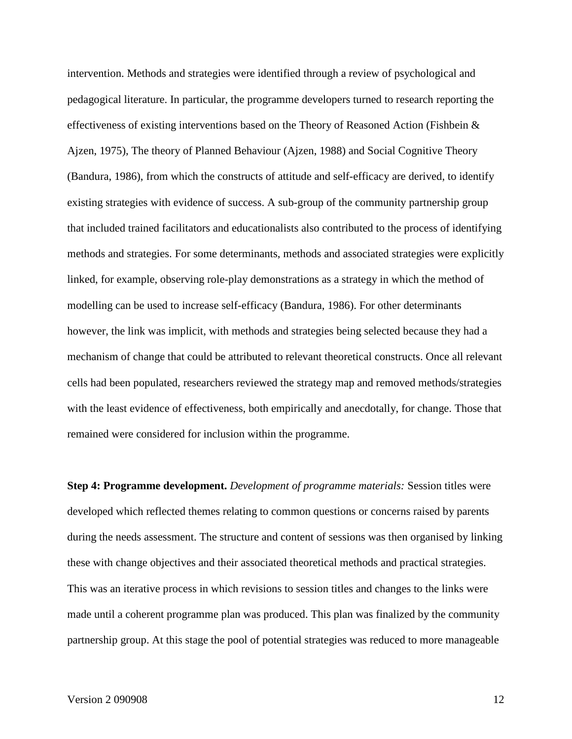intervention. Methods and strategies were identified through a review of psychological and pedagogical literature. In particular, the programme developers turned to research reporting the effectiveness of existing interventions based on the Theory of Reasoned Action (Fishbein & Ajzen, 1975), The theory of Planned Behaviour (Ajzen, 1988) and Social Cognitive Theory (Bandura, 1986), from which the constructs of attitude and self-efficacy are derived, to identify existing strategies with evidence of success. A sub-group of the community partnership group that included trained facilitators and educationalists also contributed to the process of identifying methods and strategies. For some determinants, methods and associated strategies were explicitly linked, for example, observing role-play demonstrations as a strategy in which the method of modelling can be used to increase self-efficacy (Bandura, 1986). For other determinants however, the link was implicit, with methods and strategies being selected because they had a mechanism of change that could be attributed to relevant theoretical constructs. Once all relevant cells had been populated, researchers reviewed the strategy map and removed methods/strategies with the least evidence of effectiveness, both empirically and anecdotally, for change. Those that remained were considered for inclusion within the programme.

**Step 4: Programme development.** *Development of programme materials:* Session titles were developed which reflected themes relating to common questions or concerns raised by parents during the needs assessment. The structure and content of sessions was then organised by linking these with change objectives and their associated theoretical methods and practical strategies. This was an iterative process in which revisions to session titles and changes to the links were made until a coherent programme plan was produced. This plan was finalized by the community partnership group. At this stage the pool of potential strategies was reduced to more manageable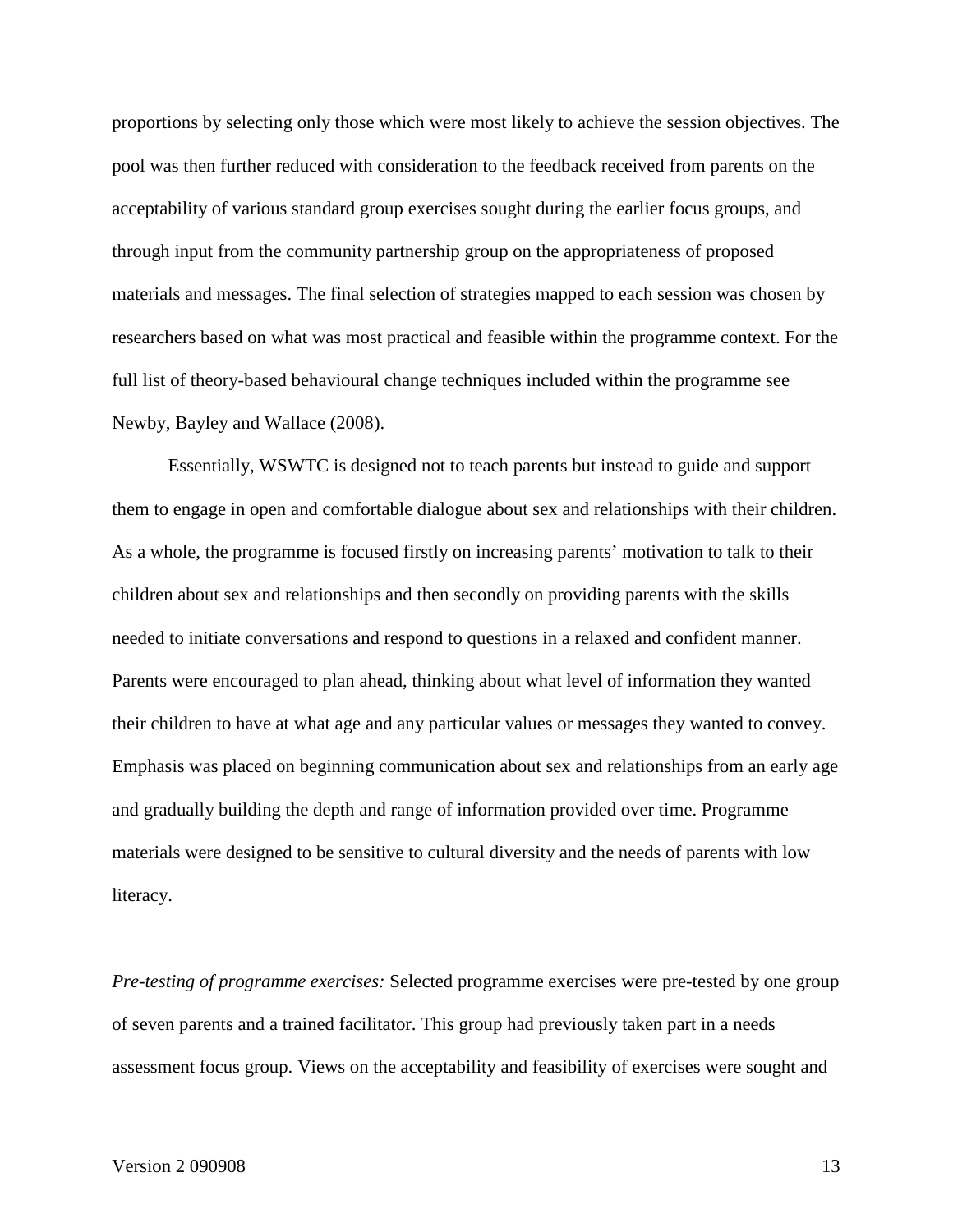proportions by selecting only those which were most likely to achieve the session objectives. The pool was then further reduced with consideration to the feedback received from parents on the acceptability of various standard group exercises sought during the earlier focus groups, and through input from the community partnership group on the appropriateness of proposed materials and messages. The final selection of strategies mapped to each session was chosen by researchers based on what was most practical and feasible within the programme context. For the full list of theory-based behavioural change techniques included within the programme see Newby, Bayley and Wallace (2008).

Essentially, WSWTC is designed not to teach parents but instead to guide and support them to engage in open and comfortable dialogue about sex and relationships with their children. As a whole, the programme is focused firstly on increasing parents' motivation to talk to their children about sex and relationships and then secondly on providing parents with the skills needed to initiate conversations and respond to questions in a relaxed and confident manner. Parents were encouraged to plan ahead, thinking about what level of information they wanted their children to have at what age and any particular values or messages they wanted to convey. Emphasis was placed on beginning communication about sex and relationships from an early age and gradually building the depth and range of information provided over time. Programme materials were designed to be sensitive to cultural diversity and the needs of parents with low literacy.

*Pre-testing of programme exercises:* Selected programme exercises were pre-tested by one group of seven parents and a trained facilitator. This group had previously taken part in a needs assessment focus group. Views on the acceptability and feasibility of exercises were sought and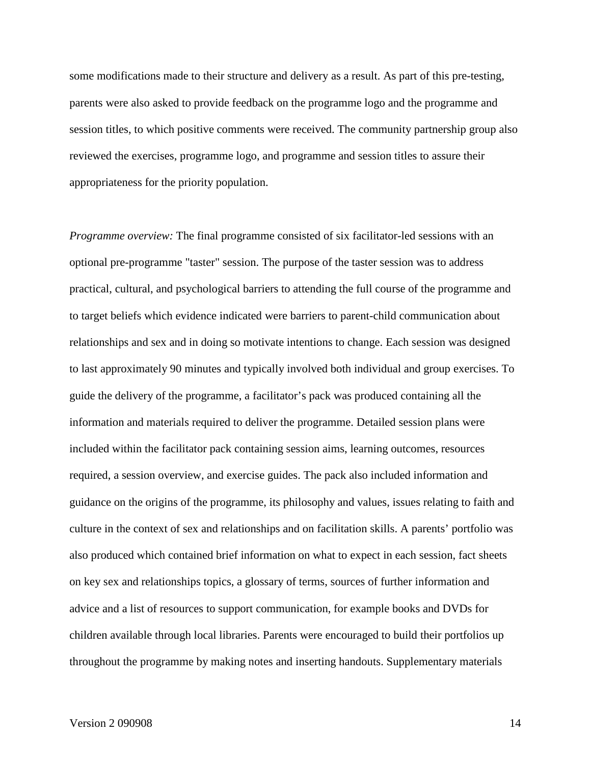some modifications made to their structure and delivery as a result. As part of this pre-testing, parents were also asked to provide feedback on the programme logo and the programme and session titles, to which positive comments were received. The community partnership group also reviewed the exercises, programme logo, and programme and session titles to assure their appropriateness for the priority population.

*Programme overview:* The final programme consisted of six facilitator-led sessions with an optional pre-programme "taster" session. The purpose of the taster session was to address practical, cultural, and psychological barriers to attending the full course of the programme and to target beliefs which evidence indicated were barriers to parent-child communication about relationships and sex and in doing so motivate intentions to change. Each session was designed to last approximately 90 minutes and typically involved both individual and group exercises. To guide the delivery of the programme, a facilitator's pack was produced containing all the information and materials required to deliver the programme. Detailed session plans were included within the facilitator pack containing session aims, learning outcomes, resources required, a session overview, and exercise guides. The pack also included information and guidance on the origins of the programme, its philosophy and values, issues relating to faith and culture in the context of sex and relationships and on facilitation skills. A parents' portfolio was also produced which contained brief information on what to expect in each session, fact sheets on key sex and relationships topics, a glossary of terms, sources of further information and advice and a list of resources to support communication, for example books and DVDs for children available through local libraries. Parents were encouraged to build their portfolios up throughout the programme by making notes and inserting handouts. Supplementary materials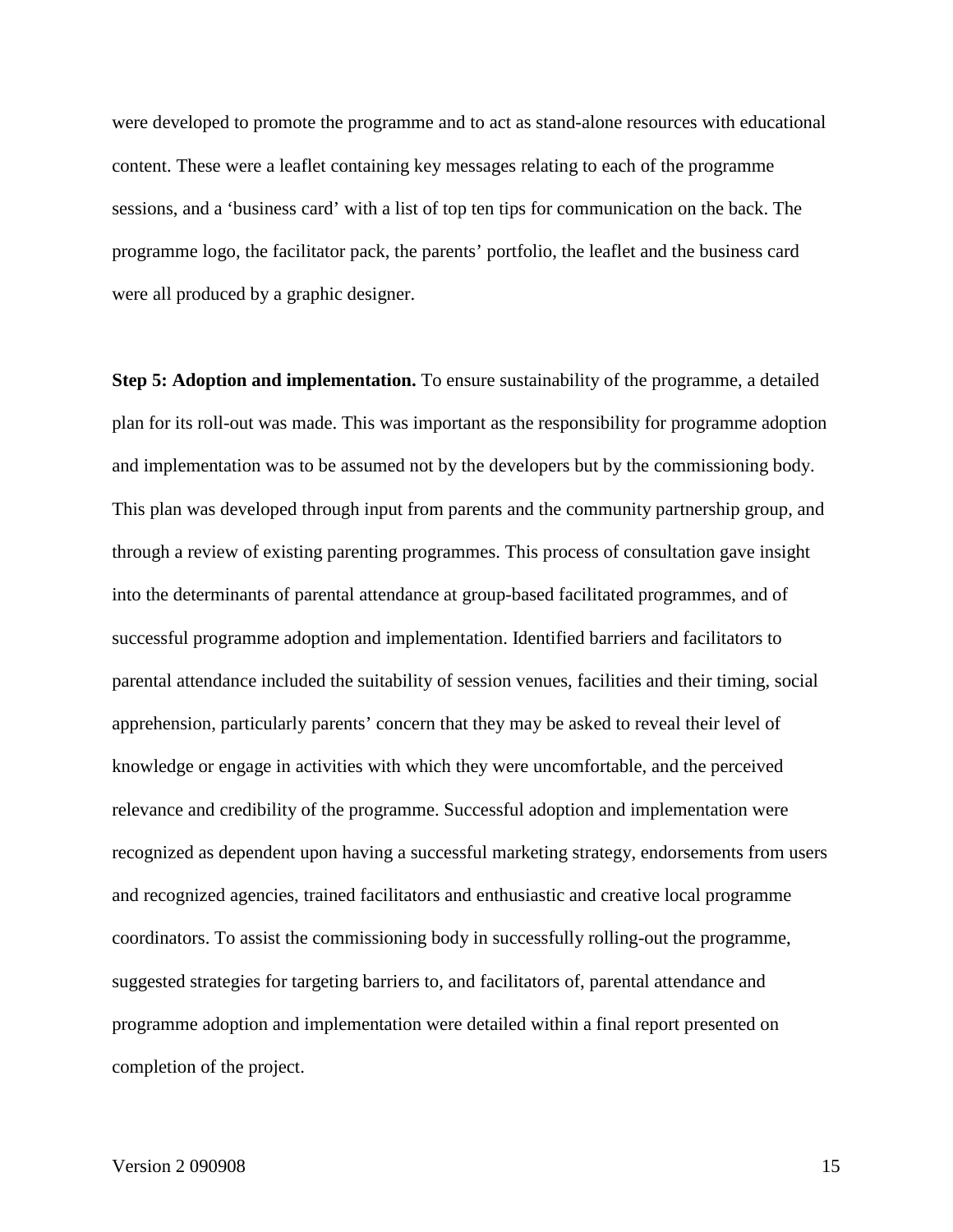were developed to promote the programme and to act as stand-alone resources with educational content. These were a leaflet containing key messages relating to each of the programme sessions, and a 'business card' with a list of top ten tips for communication on the back. The programme logo, the facilitator pack, the parents' portfolio, the leaflet and the business card were all produced by a graphic designer.

**Step 5: Adoption and implementation.** To ensure sustainability of the programme, a detailed plan for its roll-out was made. This was important as the responsibility for programme adoption and implementation was to be assumed not by the developers but by the commissioning body. This plan was developed through input from parents and the community partnership group, and through a review of existing parenting programmes. This process of consultation gave insight into the determinants of parental attendance at group-based facilitated programmes, and of successful programme adoption and implementation. Identified barriers and facilitators to parental attendance included the suitability of session venues, facilities and their timing, social apprehension, particularly parents' concern that they may be asked to reveal their level of knowledge or engage in activities with which they were uncomfortable, and the perceived relevance and credibility of the programme. Successful adoption and implementation were recognized as dependent upon having a successful marketing strategy, endorsements from users and recognized agencies, trained facilitators and enthusiastic and creative local programme coordinators. To assist the commissioning body in successfully rolling-out the programme, suggested strategies for targeting barriers to, and facilitators of, parental attendance and programme adoption and implementation were detailed within a final report presented on completion of the project.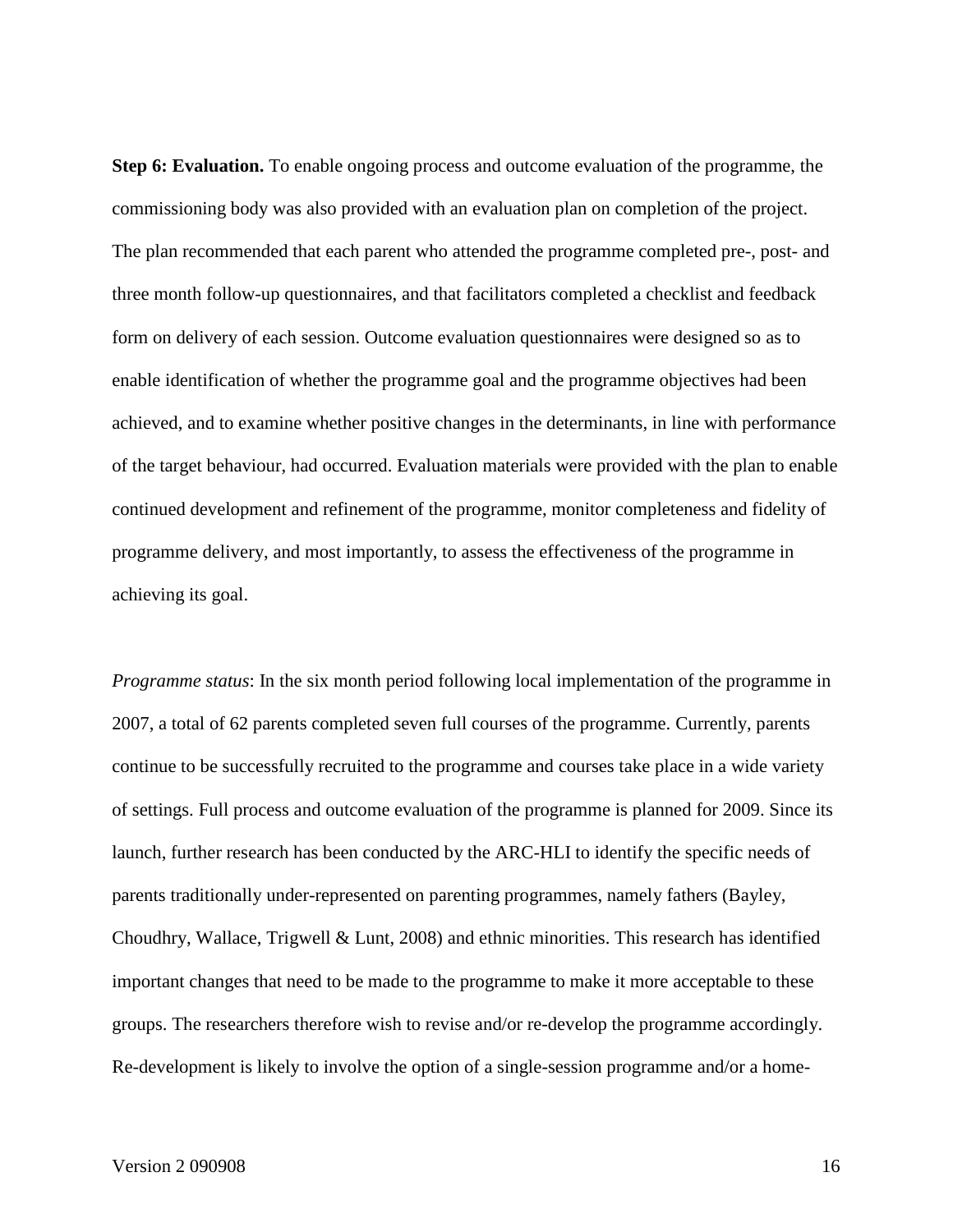**Step 6: Evaluation.** To enable ongoing process and outcome evaluation of the programme, the commissioning body was also provided with an evaluation plan on completion of the project. The plan recommended that each parent who attended the programme completed pre-, post- and three month follow-up questionnaires, and that facilitators completed a checklist and feedback form on delivery of each session. Outcome evaluation questionnaires were designed so as to enable identification of whether the programme goal and the programme objectives had been achieved, and to examine whether positive changes in the determinants, in line with performance of the target behaviour, had occurred. Evaluation materials were provided with the plan to enable continued development and refinement of the programme, monitor completeness and fidelity of programme delivery, and most importantly, to assess the effectiveness of the programme in achieving its goal.

*Programme status*: In the six month period following local implementation of the programme in 2007, a total of 62 parents completed seven full courses of the programme. Currently, parents continue to be successfully recruited to the programme and courses take place in a wide variety of settings. Full process and outcome evaluation of the programme is planned for 2009. Since its launch, further research has been conducted by the ARC-HLI to identify the specific needs of parents traditionally under-represented on parenting programmes, namely fathers (Bayley, Choudhry, Wallace, Trigwell & Lunt, 2008) and ethnic minorities. This research has identified important changes that need to be made to the programme to make it more acceptable to these groups. The researchers therefore wish to revise and/or re-develop the programme accordingly. Re-development is likely to involve the option of a single-session programme and/or a home-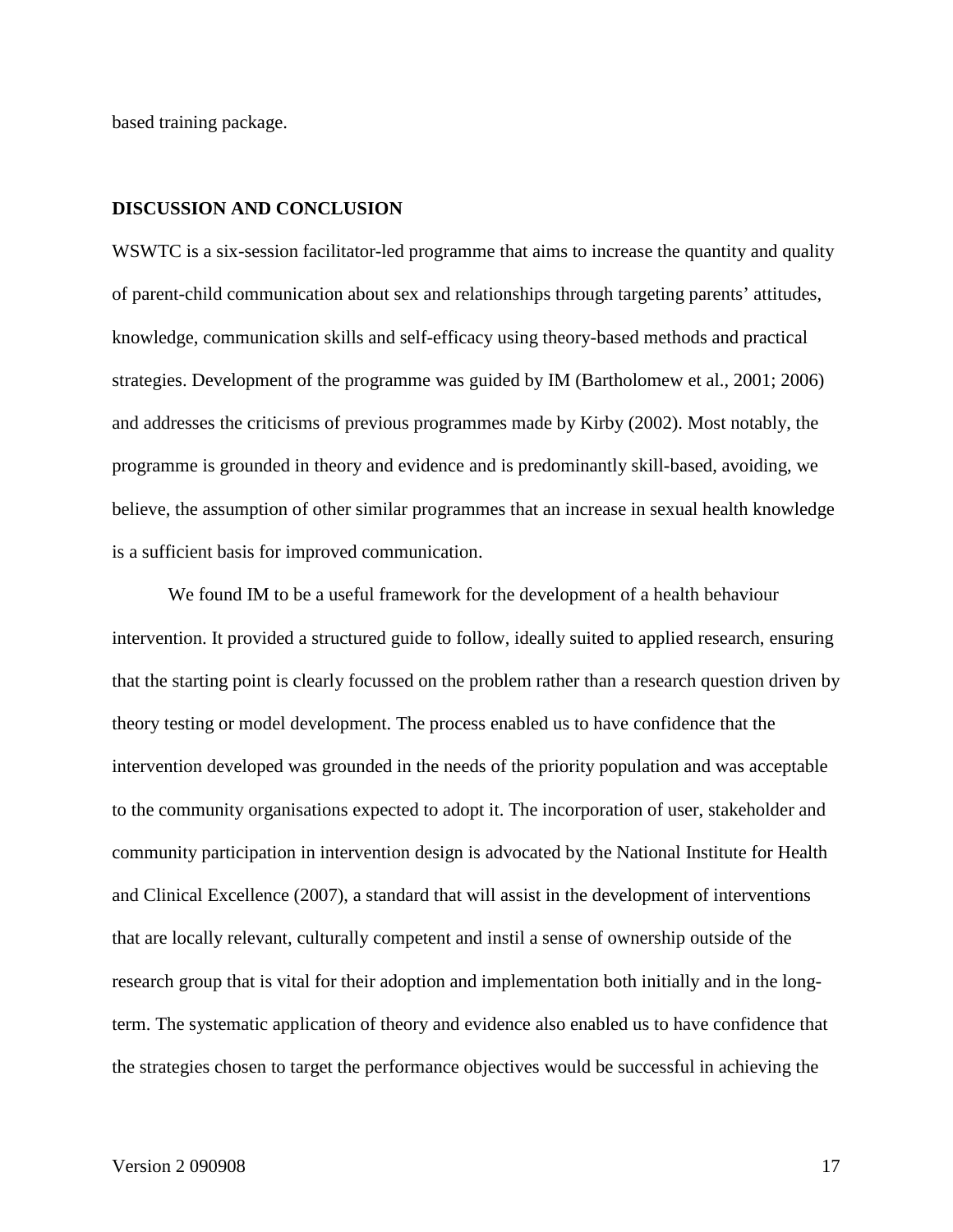based training package.

**DISCUSSION AND CONCLUSION**

WSWTC is a six-session facilitator-led programme that aims to increase the quantity and quality of parent-child communication about sex and relationships through targeting parents' attitudes, knowledge, communication skills and self-efficacy using theory-based methods and practical strategies. Development of the programme was guided by IM (Bartholomew et al., 2001; 2006) and addresses the criticisms of previous programmes made by Kirby (2002). Most notably, the programme is grounded in theory and evidence and is predominantly skill-based, avoiding, we believe, the assumption of other similar programmes that an increase in sexual health knowledge is a sufficient basis for improved communication.

We found IM to be a useful framework for the development of a health behaviour intervention. It provided a structured guide to follow, ideally suited to applied research, ensuring that the starting point is clearly focussed on the problem rather than a research question driven by theory testing or model development. The process enabled us to have confidence that the intervention developed was grounded in the needs of the priority population and was acceptable to the community organisations expected to adopt it. The incorporation of user, stakeholder and community participation in intervention design is advocated by the National Institute for Health and Clinical Excellence (2007), a standard that will assist in the development of interventions that are locally relevant, culturally competent and instil a sense of ownership outside of the research group that is vital for their adoption and implementation both initially and in the long-term. The systematic application of theory and evidence also enabled us to have confidence that the strategies chosen to target the performance objectives would be successful in achieving the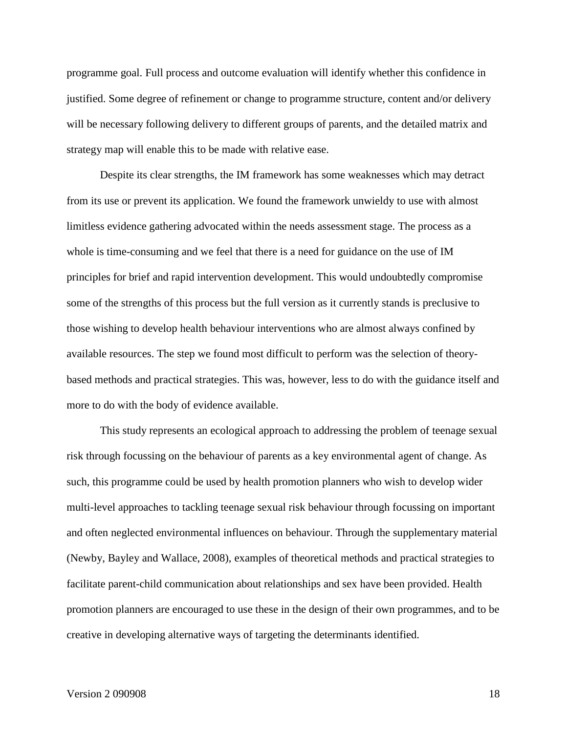programme goal. Full process and outcome evaluation will identify whether this confidence in justified. Some degree of refinement or change to programme structure, content and/or delivery will be necessary following delivery to different groups of parents, and the detailed matrix and strategy map will enable this to be made with relative ease.

Despite its clear strengths, the IM framework has some weaknesses which may detract from its use or prevent its application. We found the framework unwieldy to use with almost limitless evidence gathering advocated within the needs assessment stage. The process as a whole is time-consuming and we feel that there is a need for guidance on the use of IM principles for brief and rapid intervention development. This would undoubtedly compromise some of the strengths of this process but the full version as it currently stands is preclusive to those wishing to develop health behaviour interventions who are almost always confined by available resources. The step we found most difficult to perform was the selection of theory-based methods and practical strategies. This was, however, less to do with the guidance itself and more to do with the body of evidence available.

This study represents an ecological approach to addressing the problem of teenage sexual risk through focussing on the behaviour of parents as a key environmental agent of change. As such, this programme could be used by health promotion planners who wish to develop wider multi-level approaches to tackling teenage sexual risk behaviour through focussing on important and often neglected environmental influences on behaviour. Through the supplementary material (Newby, Bayley and Wallace, 2008), examples of theoretical methods and practical strategies to facilitate parent-child communication about relationships and sex have been provided. Health promotion planners are encouraged to use these in the design of their own programmes, and to be creative in developing alternative ways of targeting the determinants identified.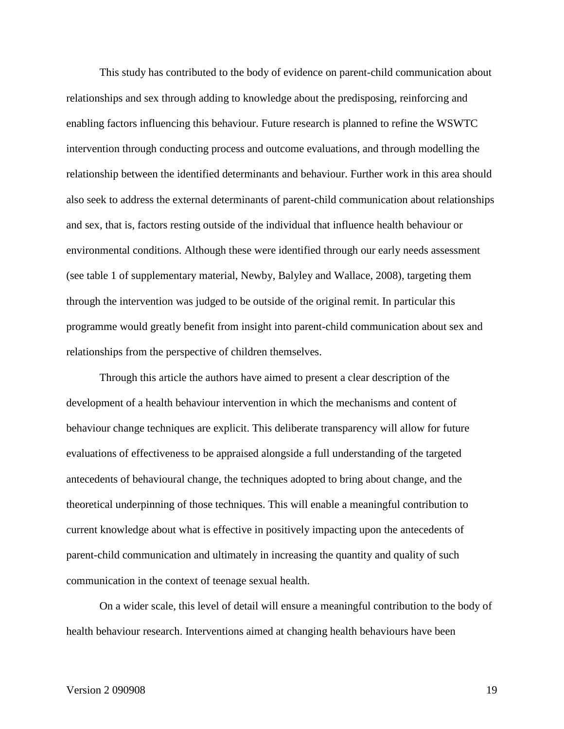This study has contributed to the body of evidence on parent-child communication about relationships and sex through adding to knowledge about the predisposing, reinforcing and enabling factors influencing this behaviour. Future research is planned to refine the WSWTC intervention through conducting process and outcome evaluations, and through modelling the relationship between the identified determinants and behaviour. Further work in this area should also seek to address the external determinants of parent-child communication about relationships and sex, that is, factors resting outside of the individual that influence health behaviour or environmental conditions. Although these were identified through our early needs assessment (see table 1 of supplementary material, Newby, Balyley and Wallace, 2008), targeting them through the intervention was judged to be outside of the original remit. In particular this programme would greatly benefit from insight into parent-child communication about sex and relationships from the perspective of children themselves.

Through this article the authors have aimed to present a clear description of the development of a health behaviour intervention in which the mechanisms and content of behaviour change techniques are explicit. This deliberate transparency will allow for future evaluations of effectiveness to be appraised alongside a full understanding of the targeted antecedents of behavioural change, the techniques adopted to bring about change, and the theoretical underpinning of those techniques. This will enable a meaningful contribution to current knowledge about what is effective in positively impacting upon the antecedents of parent-child communication and ultimately in increasing the quantity and quality of such communication in the context of teenage sexual health.

On a wider scale, this level of detail will ensure a meaningful contribution to the body of health behaviour research. Interventions aimed at changing health behaviours have been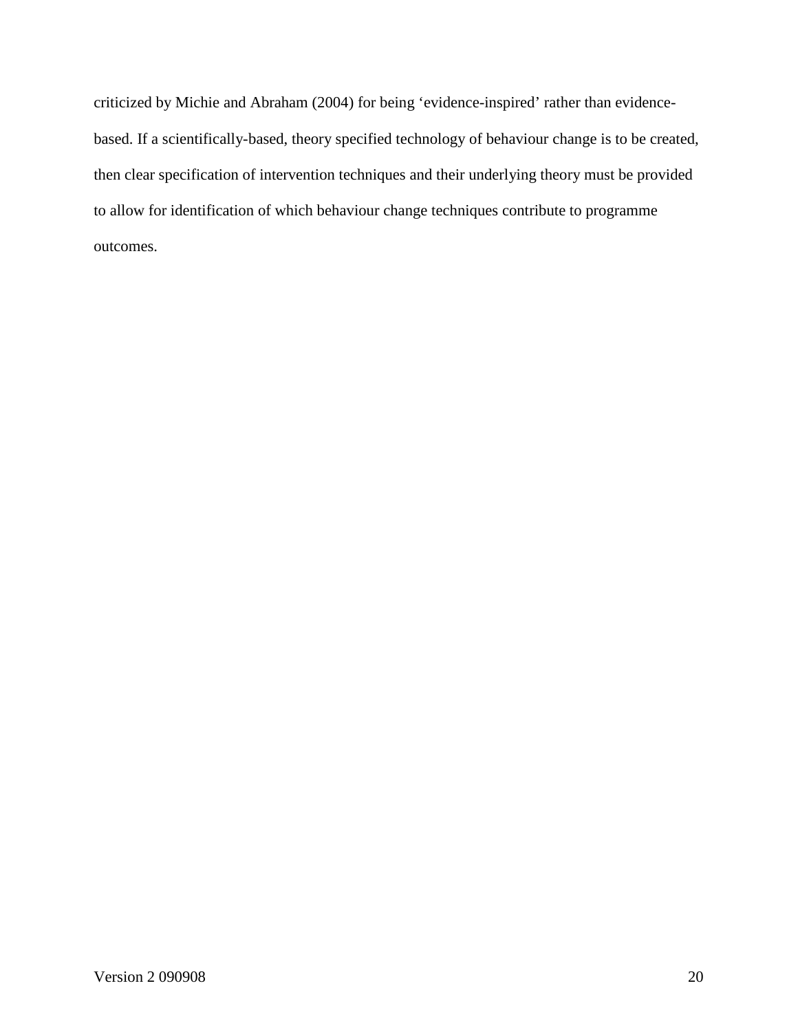criticized by Michie and Abraham (2004) for being ‘evidence-inspired’ rather than evidence-based. If a scientifically-based, theory specified technology of behaviour change is to be created, then clear specification of intervention techniques and their underlying theory must be provided to allow for identification of which behaviour change techniques contribute to programme outcomes.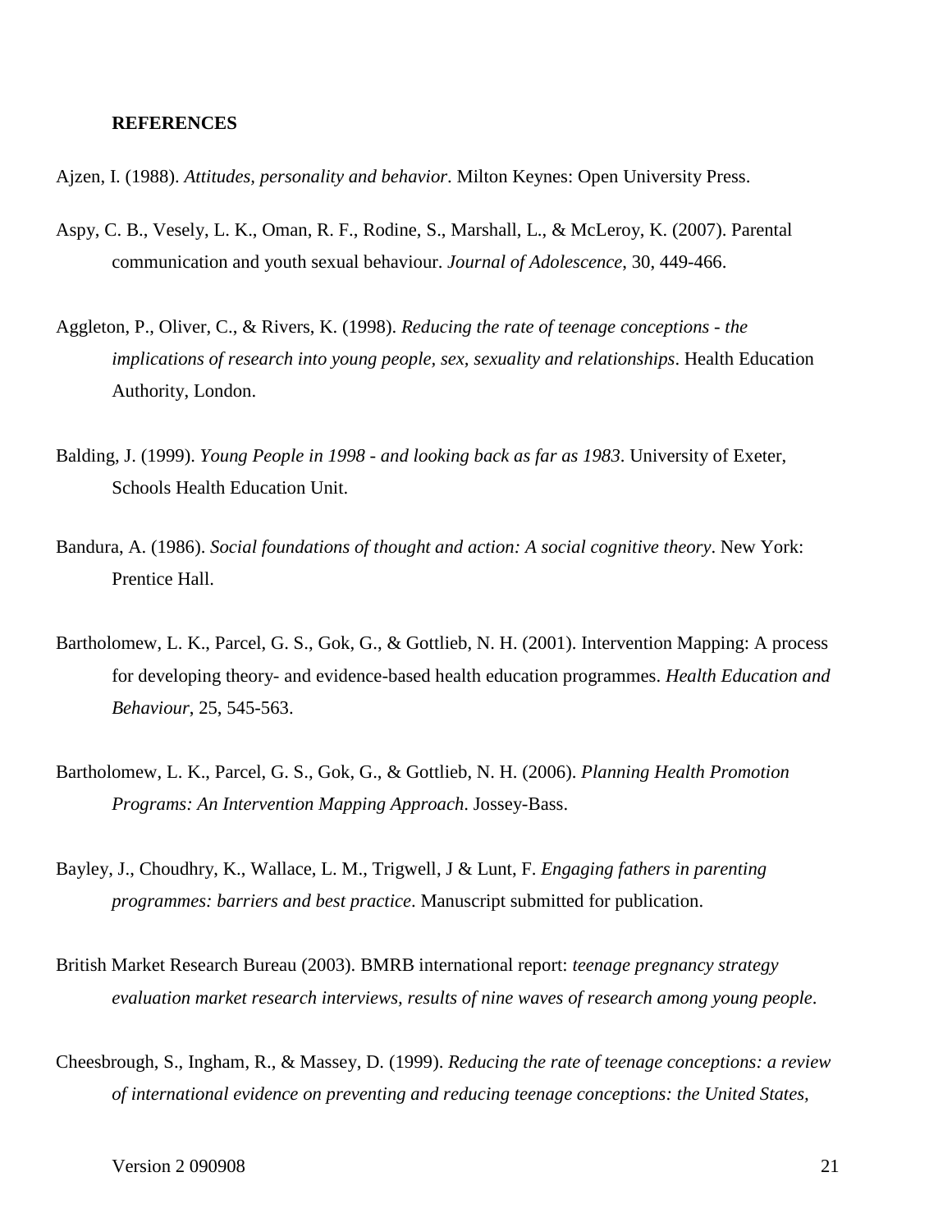**REFERENCES**

Ajzen, I. (1988). *Attitudes, personality and behavior*. Milton Keynes: Open University Press.

Aspy, C. B., Vesely, L. K., Oman, R. F., Rodine, S., Marshall, L., & McLeroy, K. (2007). Parental communication and youth sexual behaviour. *Journal of Adolescence*, 30, 449-466.

Aggleton, P., Oliver, C., & Rivers, K. (1998). *Reducing the rate of teenage conceptions - the implications of research into young people, sex, sexuality and relationships*. Health Education Authority, London.

Balding, J. (1999). *Young People in 1998 - and looking back as far as 1983*. University of Exeter, Schools Health Education Unit.

Bandura, A. (1986). *Social foundations of thought and action: A social cognitive theory*. New York: Prentice Hall.

Bartholomew, L. K., Parcel, G. S., Gok, G., & Gottlieb, N. H. (2001). Intervention Mapping: A process for developing theory- and evidence-based health education programmes. *Health Education and Behaviour*, 25, 545-563.

Bartholomew, L. K., Parcel, G. S., Gok, G., & Gottlieb, N. H. (2006). *Planning Health Promotion Programs: An Intervention Mapping Approach*. Jossey-Bass.

Bayley, J., Choudhry, K., Wallace, L. M., Trigwell, J & Lunt, F. *Engaging fathers in parenting programmes: barriers and best practice*. Manuscript submitted for publication.

British Market Research Bureau (2003). BMRB international report: *teenage pregnancy strategy evaluation market research interviews, results of nine waves of research among young people*.

Cheesbrough, S., Ingham, R., & Massey, D. (1999). *Reducing the rate of teenage conceptions: a review of international evidence on preventing and reducing teenage conceptions: the United States,*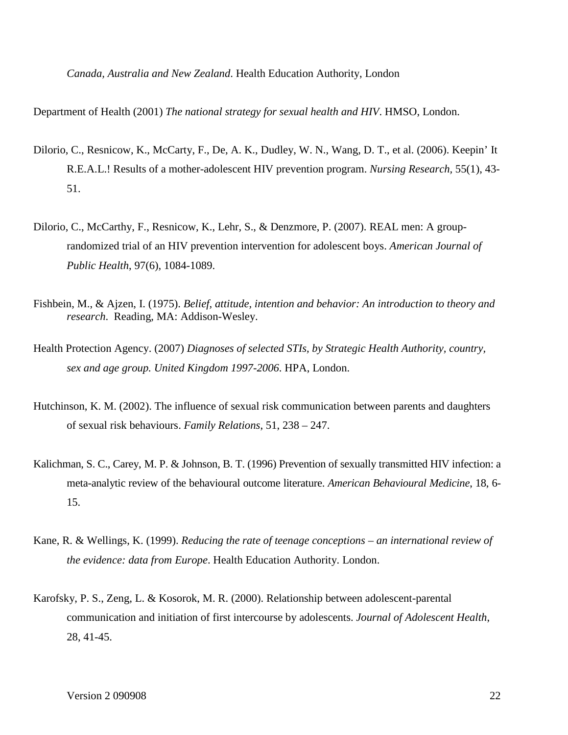*Canada, Australia and New Zealand*. Health Education Authority, London

Department of Health (2001) *The national strategy for sexual health and HIV*. HMSO, London.

Dilorio, C., Resnicow, K., McCarty, F., De, A. K., Dudley, W. N., Wang, D. T., et al. (2006). Keepin' It R.E.A.L.! Results of a mother-adolescent HIV prevention program. *Nursing Research*, 55(1), 43-51.

Dilorio, C., McCarthy, F., Resnicow, K., Lehr, S., & Denzmore, P. (2007). REAL men: A group-randomized trial of an HIV prevention intervention for adolescent boys. *American Journal of Public Health*, 97(6), 1084-1089.

Fishbein, M., & Ajzen, I. (1975). *Belief, attitude, intention and behavior: An introduction to theory and research*. Reading, MA: Addison-Wesley.

Health Protection Agency. (2007) *Diagnoses of selected STIs, by Strategic Health Authority, country, sex and age group. United Kingdom 1997-2006*. HPA, London.

Hutchinson, K. M. (2002). The influence of sexual risk communication between parents and daughters of sexual risk behaviours. *Family Relations*, 51, 238 – 247.

Kalichman, S. C., Carey, M. P. & Johnson, B. T. (1996) Prevention of sexually transmitted HIV infection: a meta-analytic review of the behavioural outcome literature. *American Behavioural Medicine*, 18, 6-15.

Kane, R. & Wellings, K. (1999). *Reducing the rate of teenage conceptions – an international review of the evidence: data from Europe*. Health Education Authority. London.

Karofsky, P. S., Zeng, L. & Kosorok, M. R. (2000). Relationship between adolescent-parental communication and initiation of first intercourse by adolescents. *Journal of Adolescent Health*, 28, 41-45.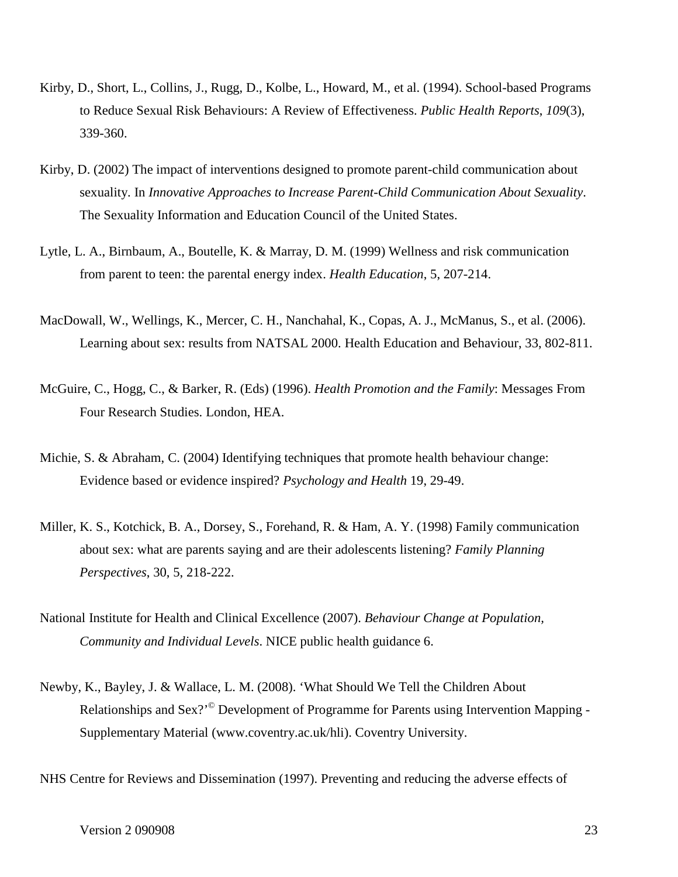Kirby, D., Short, L., Collins, J., Rugg, D., Kolbe, L., Howard, M., et al. (1994). School-based Programs to Reduce Sexual Risk Behaviours: A Review of Effectiveness. *Public Health Reports*, *109*(3), 339-360.

Kirby, D. (2002) The impact of interventions designed to promote parent-child communication about sexuality. In *Innovative Approaches to Increase Parent-Child Communication About Sexuality*. The Sexuality Information and Education Council of the United States.

Lytle, L. A., Birnbaum, A., Boutelle, K. & Marray, D. M. (1999) Wellness and risk communication from parent to teen: the parental energy index. *Health Education*, 5, 207-214.

MacDowall, W., Wellings, K., Mercer, C. H., Nanchahal, K., Copas, A. J., McManus, S., et al. (2006). Learning about sex: results from NATSAL 2000. Health Education and Behaviour, 33, 802-811.

McGuire, C., Hogg, C., & Barker, R. (Eds) (1996). *Health Promotion and the Family*: Messages From Four Research Studies. London, HEA.

Michie, S. & Abraham, C. (2004) Identifying techniques that promote health behaviour change: Evidence based or evidence inspired? *Psychology and Health* 19, 29-49.

Miller, K. S., Kotchick, B. A., Dorsey, S., Forehand, R. & Ham, A. Y. (1998) Family communication about sex: what are parents saying and are their adolescents listening? *Family Planning Perspectives*, 30, 5, 218-222.

National Institute for Health and Clinical Excellence (2007). *Behaviour Change at Population, Community and Individual Levels*. NICE public health guidance 6.

Newby, K., Bayley, J. & Wallace, L. M. (2008). 'What Should We Tell the Children About Relationships and Sex?'© Development of Programme for Parents using Intervention Mapping - Supplementary Material (www.coventry.ac.uk/hli). Coventry University.

NHS Centre for Reviews and Dissemination (1997). Preventing and reducing the adverse effects of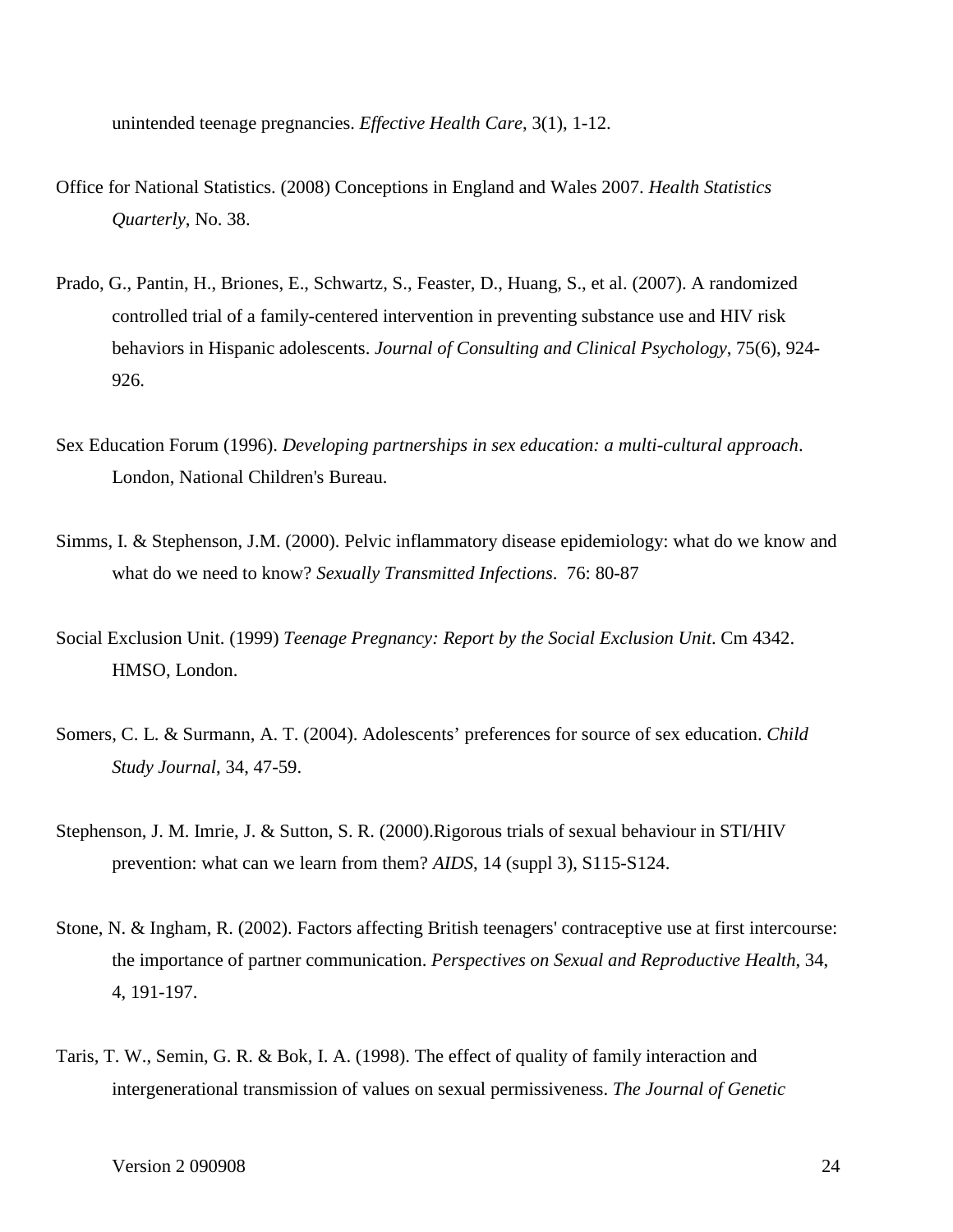unintended teenage pregnancies. *Effective Health Care*, 3(1), 1-12.

Office for National Statistics. (2008) Conceptions in England and Wales 2007. *Health Statistics Quarterly*, No. 38.

Prado, G., Pantin, H., Briones, E., Schwartz, S., Feaster, D., Huang, S., et al. (2007). A randomized controlled trial of a family-centered intervention in preventing substance use and HIV risk behaviors in Hispanic adolescents. *Journal of Consulting and Clinical Psychology*, 75(6), 924-926.

Sex Education Forum (1996). *Developing partnerships in sex education: a multi-cultural approach*. London, National Children's Bureau.

Simms, I. & Stephenson, J.M. (2000). Pelvic inflammatory disease epidemiology: what do we know and what do we need to know? *Sexually Transmitted Infections*. 76: 80-87

Social Exclusion Unit. (1999) *Teenage Pregnancy: Report by the Social Exclusion Unit*. Cm 4342. HMSO, London.

Somers, C. L. & Surmann, A. T. (2004). Adolescents' preferences for source of sex education. *Child Study Journal*, 34, 47-59.

Stephenson, J. M. Imrie, J. & Sutton, S. R. (2000).Rigorous trials of sexual behaviour in STI/HIV prevention: what can we learn from them? *AIDS*, 14 (suppl 3), S115-S124.

Stone, N. & Ingham, R. (2002). Factors affecting British teenagers' contraceptive use at first intercourse: the importance of partner communication. *Perspectives on Sexual and Reproductive Health*, 34, 4, 191-197.

Taris, T. W., Semin, G. R. & Bok, I. A. (1998). The effect of quality of family interaction and intergenerational transmission of values on sexual permissiveness. *The Journal of Genetic*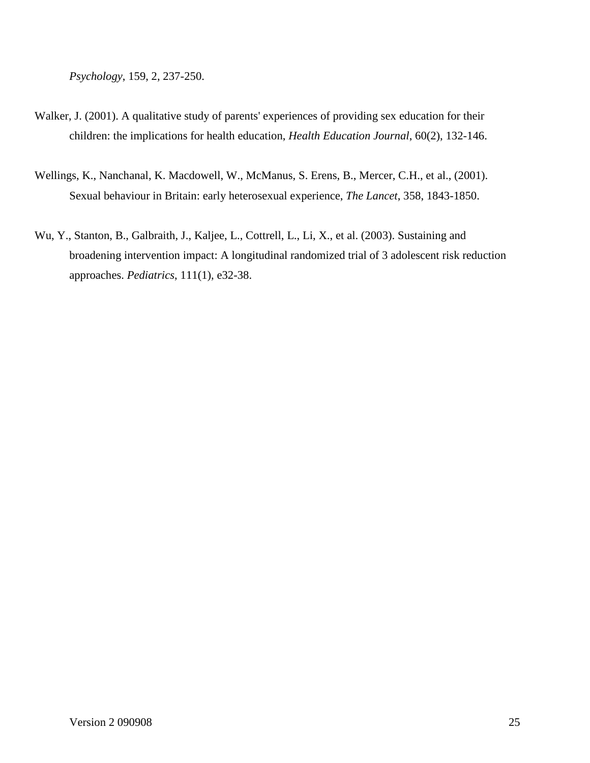*Psychology*, 159, 2, 237-250.

Walker, J. (2001). A qualitative study of parents' experiences of providing sex education for their children: the implications for health education, *Health Education Journal*, 60(2), 132-146.

Wellings, K., Nanchanal, K. Macdowell, W., McManus, S. Erens, B., Mercer, C.H., et al., (2001). Sexual behaviour in Britain: early heterosexual experience, *The Lancet*, 358, 1843-1850.

Wu, Y., Stanton, B., Galbraith, J., Kaljee, L., Cottrell, L., Li, X., et al. (2003). Sustaining and broadening intervention impact: A longitudinal randomized trial of 3 adolescent risk reduction approaches. *Pediatrics*, 111(1), e32-38.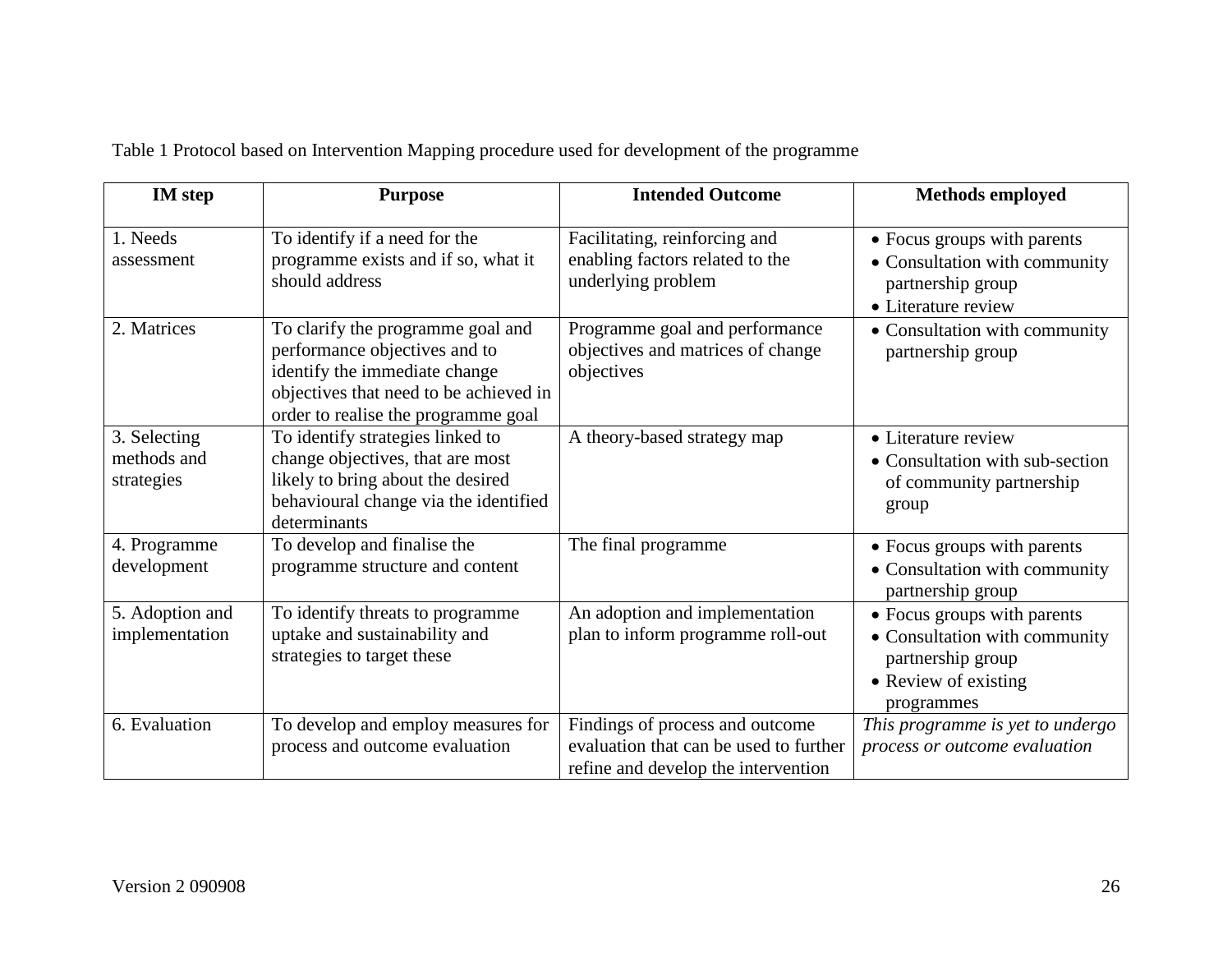Table 1 Protocol based on Intervention Mapping procedure used for development of the programme

| IM step | Purpose | Intended Outcome | Methods employed |
|---|---|---|---|
| 1. Needs assessment | To identify if a need for the programme exists and if so, what it should address | Facilitating, reinforcing and enabling factors related to the underlying problem | • Focus groups with parents<br>• Consultation with community partnership group<br>• Literature review |
| 2. Matrices | To clarify the programme goal and performance objectives and to identify the immediate change objectives that need to be achieved in order to realise the programme goal | Programme goal and performance objectives and matrices of change objectives | • Consultation with community partnership group |
| 3. Selecting methods and strategies | To identify strategies linked to change objectives, that are most likely to bring about the desired behavioural change via the identified determinants | A theory-based strategy map | • Literature review<br>• Consultation with sub-section of community partnership group |
| 4. Programme development | To develop and finalise the programme structure and content | The final programme | • Focus groups with parents<br>• Consultation with community partnership group |
| 5. Adoption and implementation | To identify threats to programme uptake and sustainability and strategies to target these | An adoption and implementation plan to inform programme roll-out | • Focus groups with parents<br>• Consultation with community partnership group<br>• Review of existing programmes |
| 6. Evaluation | To develop and employ measures for process and outcome evaluation | Findings of process and outcome evaluation that can be used to further refine and develop the intervention | *This programme is yet to undergo process or outcome evaluation* |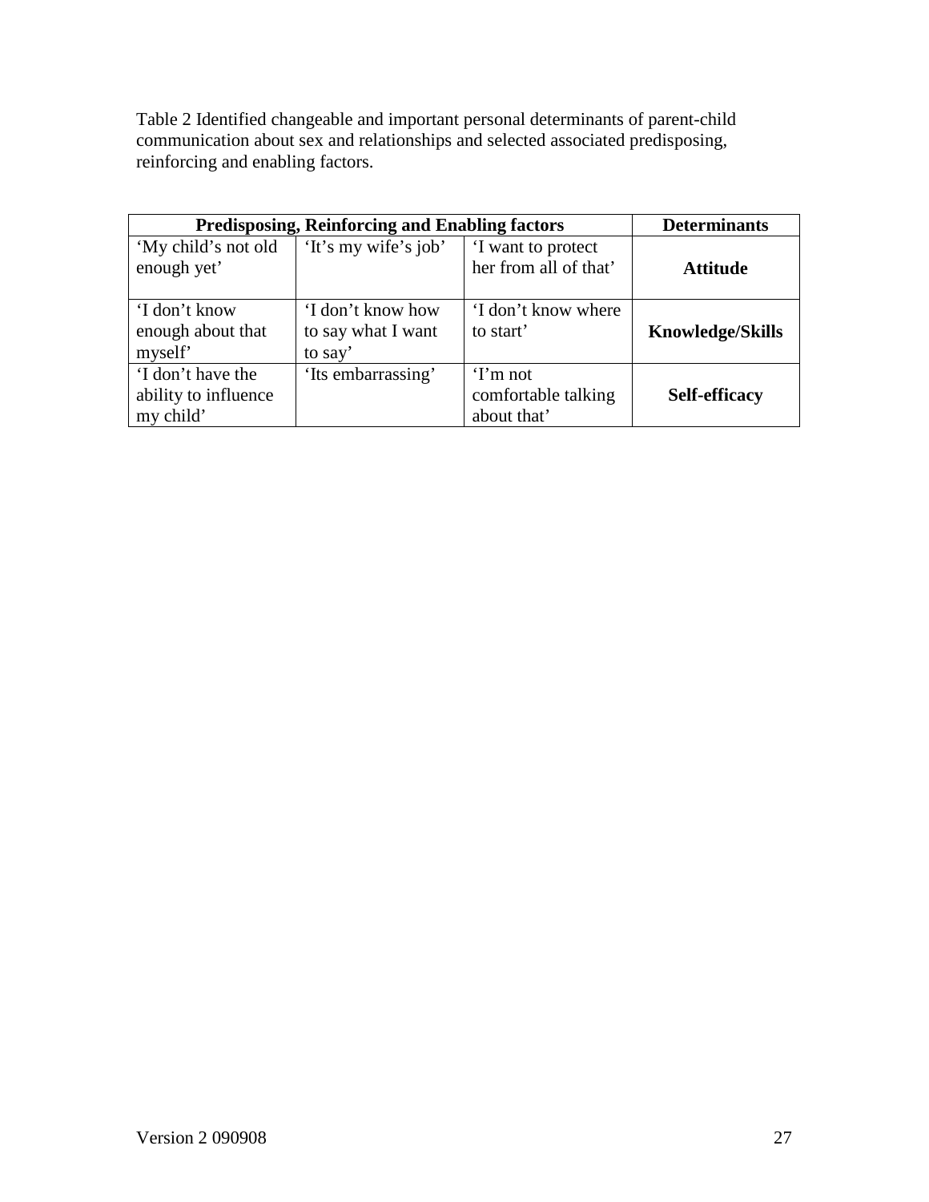Table 2 Identified changeable and important personal determinants of parent-child communication about sex and relationships and selected associated predisposing, reinforcing and enabling factors.

| Predisposing, Reinforcing and Enabling factors | | | Determinants |
|---|---|---|---|
| 'My child's not old enough yet' | 'It's my wife's job' | 'I want to protect her from all of that' | **Attitude** |
| 'I don't know enough about that myself' | 'I don't know how to say what I want to say' | 'I don't know where to start' | **Knowledge/Skills** |
| 'I don't have the ability to influence my child' | 'Its embarrassing' | 'I'm not comfortable talking about that' | **Self-efficacy** |

Version 2 090908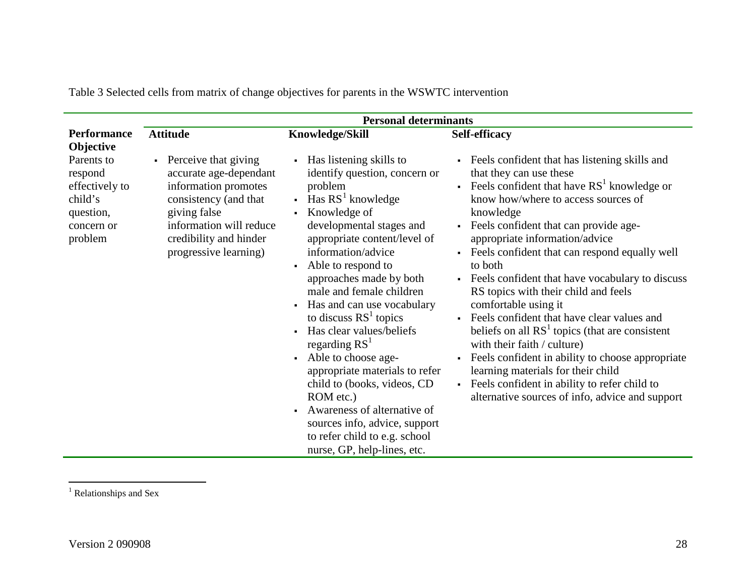Table 3 Selected cells from matrix of change objectives for parents in the WSWTC intervention

| | Personal determinants | | |
|---|---|---|---|
| **Performance Objective** | **Attitude** | **Knowledge/Skill** | **Self-efficacy** |
| Parents to respond effectively to child's question, concern or problem | ▪ Perceive that giving accurate age-dependant information promotes consistency (and that giving false information will reduce credibility and hinder progressive learning) | ▪ Has listening skills to identify question, concern or problem<br>▪ Has RS[1] knowledge<br>▪ Knowledge of developmental stages and appropriate content/level of information/advice<br>▪ Able to respond to approaches made by both male and female children<br>▪ Has and can use vocabulary to discuss RS[1] topics<br>▪ Has clear values/beliefs regarding RS[1]<br>▪ Able to choose age-appropriate materials to refer child to (books, videos, CD ROM etc.)<br>▪ Awareness of alternative of sources info, advice, support to refer child to e.g. school nurse, GP, help-lines, etc. | ▪ Feels confident that has listening skills and that they can use these<br>▪ Feels confident that have RS[1] knowledge or know how/where to access sources of knowledge<br>▪ Feels confident that can provide age-appropriate information/advice<br>▪ Feels confident that can respond equally well to both<br>▪ Feels confident that have vocabulary to discuss RS topics with their child and feels comfortable using it<br>▪ Feels confident that have clear values and beliefs on all RS[1] topics (that are consistent with their faith / culture)<br>▪ Feels confident in ability to choose appropriate learning materials for their child<br>▪ Feels confident in ability to refer child to alternative sources of info, advice and support |

[1] Relationships and Sex

Version 2 090908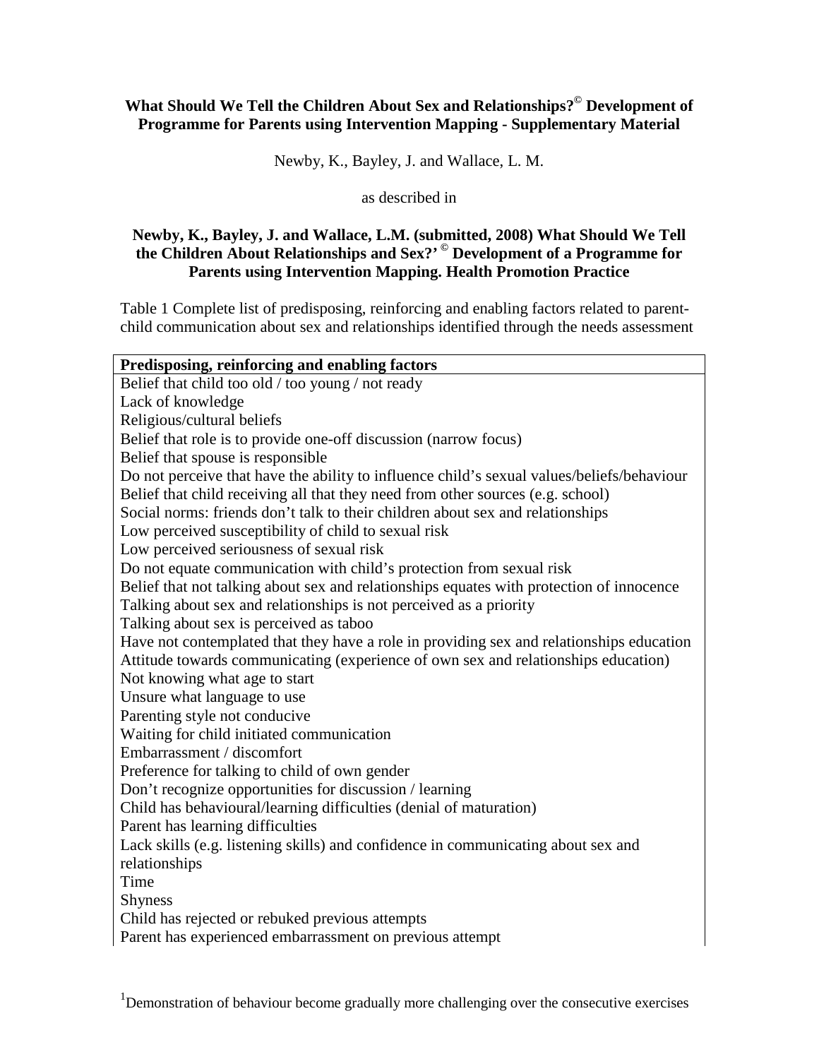**What Should We Tell the Children About Sex and Relationships?© Development of Programme for Parents using Intervention Mapping - Supplementary Material**

Newby, K., Bayley, J. and Wallace, L. M.

as described in

**Newby, K., Bayley, J. and Wallace, L.M. (submitted, 2008) What Should We Tell the Children About Relationships and Sex?' © Development of a Programme for Parents using Intervention Mapping. Health Promotion Practice**

Table 1 Complete list of predisposing, reinforcing and enabling factors related to parent-child communication about sex and relationships identified through the needs assessment

| Predisposing, reinforcing and enabling factors |
|---|
| Belief that child too old / too young / not ready |
| Lack of knowledge |
| Religious/cultural beliefs |
| Belief that role is to provide one-off discussion (narrow focus) |
| Belief that spouse is responsible |
| Do not perceive that have the ability to influence child's sexual values/beliefs/behaviour |
| Belief that child receiving all that they need from other sources (e.g. school) |
| Social norms: friends don't talk to their children about sex and relationships |
| Low perceived susceptibility of child to sexual risk |
| Low perceived seriousness of sexual risk |
| Do not equate communication with child's protection from sexual risk |
| Belief that not talking about sex and relationships equates with protection of innocence |
| Talking about sex and relationships is not perceived as a priority |
| Talking about sex is perceived as taboo |
| Have not contemplated that they have a role in providing sex and relationships education |
| Attitude towards communicating (experience of own sex and relationships education) |
| Not knowing what age to start |
| Unsure what language to use |
| Parenting style not conducive |
| Waiting for child initiated communication |
| Embarrassment / discomfort |
| Preference for talking to child of own gender |
| Don't recognize opportunities for discussion / learning |
| Child has behavioural/learning difficulties (denial of maturation) |
| Parent has learning difficulties |
| Lack skills (e.g. listening skills) and confidence in communicating about sex and relationships |
| Time |
| Shyness |
| Child has rejected or rebuked previous attempts |
| Parent has experienced embarrassment on previous attempt |

[1]Demonstration of behaviour become gradually more challenging over the consecutive exercises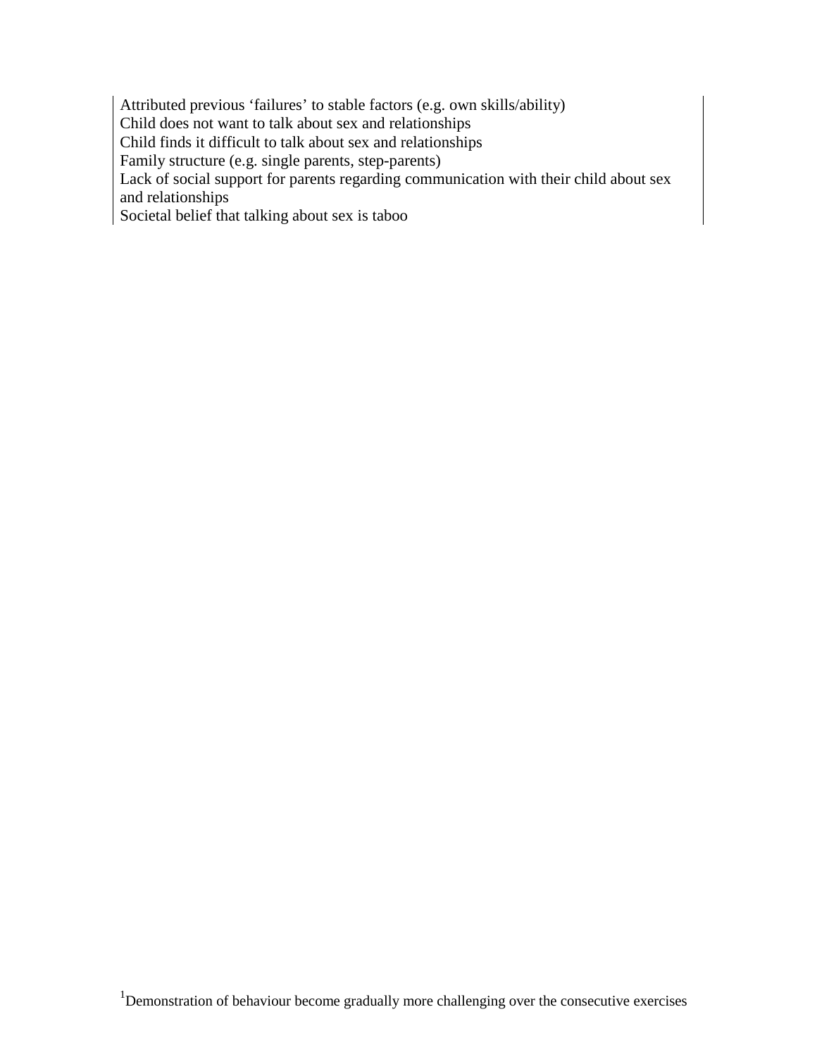| |
|---|
| Attributed previous ‘failures’ to stable factors (e.g. own skills/ability)<br>Child does not want to talk about sex and relationships<br>Child finds it difficult to talk about sex and relationships<br>Family structure (e.g. single parents, step-parents)<br>Lack of social support for parents regarding communication with their child about sex and relationships<br>Societal belief that talking about sex is taboo |

[1]Demonstration of behaviour become gradually more challenging over the consecutive exercises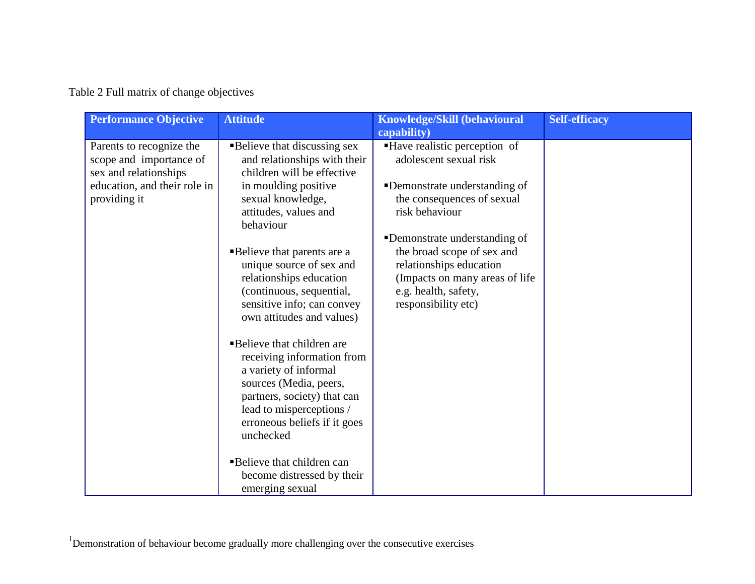Table 2 Full matrix of change objectives

| Performance Objective | Attitude | Knowledge/Skill (behavioural capability) | Self-efficacy |
|---|---|---|---|
| Parents to recognize the scope and importance of sex and relationships education, and their role in providing it | ▪Believe that discussing sex and relationships with their children will be effective in moulding positive sexual knowledge, attitudes, values and behaviour<br><br>▪Believe that parents are a unique source of sex and relationships education (continuous, sequential, sensitive info; can convey own attitudes and values)<br><br>▪Believe that children are receiving information from a variety of informal sources (Media, peers, partners, society) that can lead to misperceptions / erroneous beliefs if it goes unchecked<br><br>▪Believe that children can become distressed by their emerging sexual | ▪Have realistic perception of adolescent sexual risk<br><br>▪Demonstrate understanding of the consequences of sexual risk behaviour<br><br>▪Demonstrate understanding of the broad scope of sex and relationships education (Impacts on many areas of life e.g. health, safety, responsibility etc) | |

[1]Demonstration of behaviour become gradually more challenging over the consecutive exercises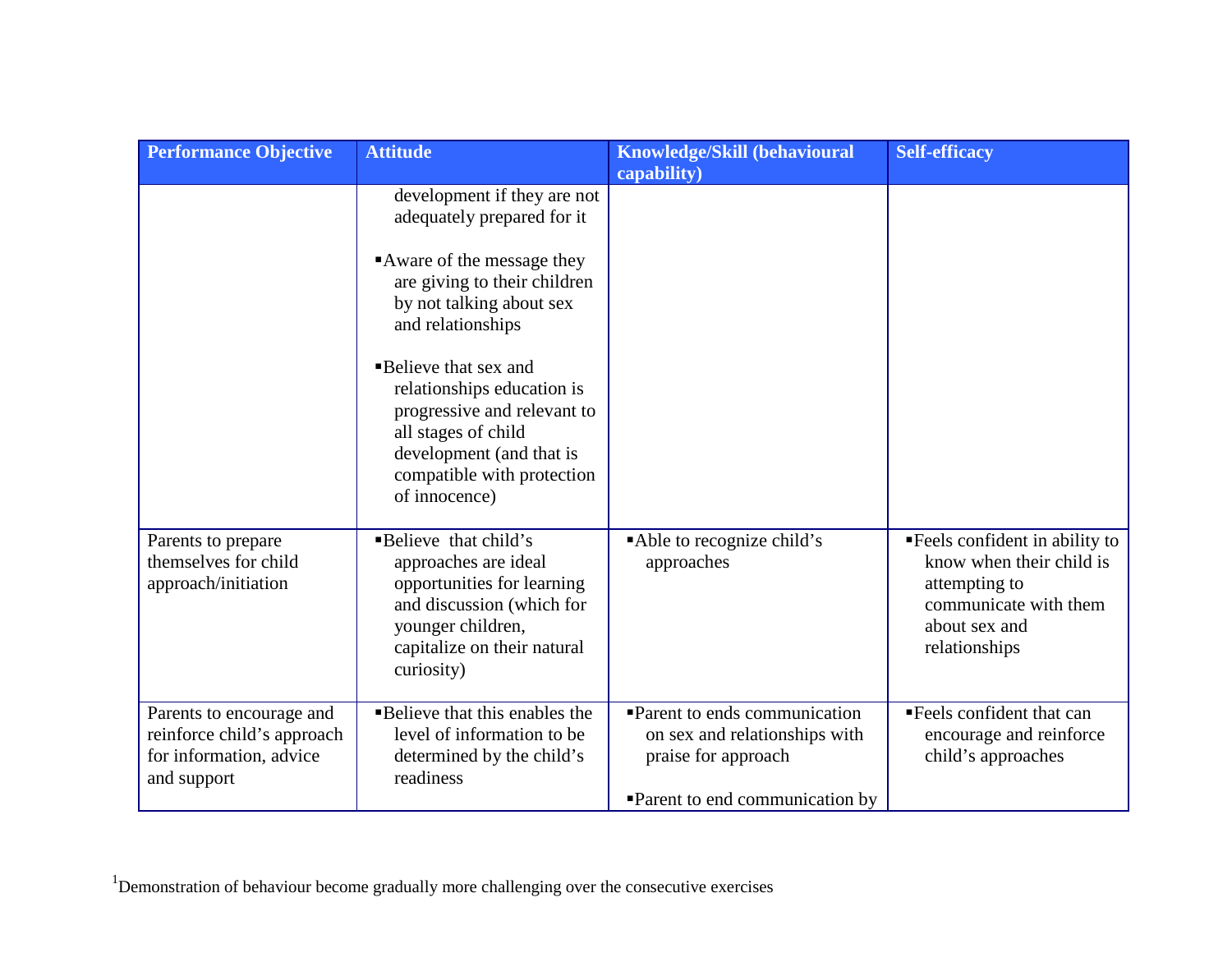| Performance Objective | Attitude | Knowledge/Skill (behavioural capability) | Self-efficacy |
| --- | --- | --- | --- |
| | development if they are not adequately prepared for it<br><br>▪Aware of the message they are giving to their children by not talking about sex and relationships<br><br>▪Believe that sex and relationships education is progressive and relevant to all stages of child development (and that is compatible with protection of innocence) | | |
| Parents to prepare themselves for child approach/initiation | ▪Believe that child's approaches are ideal opportunities for learning and discussion (which for younger children, capitalize on their natural curiosity) | ▪Able to recognize child's approaches | ▪Feels confident in ability to know when their child is attempting to communicate with them about sex and relationships |
| Parents to encourage and reinforce child's approach for information, advice and support | ▪Believe that this enables the level of information to be determined by the child's readiness | ▪Parent to ends communication on sex and relationships with praise for approach<br><br>▪Parent to end communication by | ▪Feels confident that can encourage and reinforce child's approaches |

[1]Demonstration of behaviour become gradually more challenging over the consecutive exercises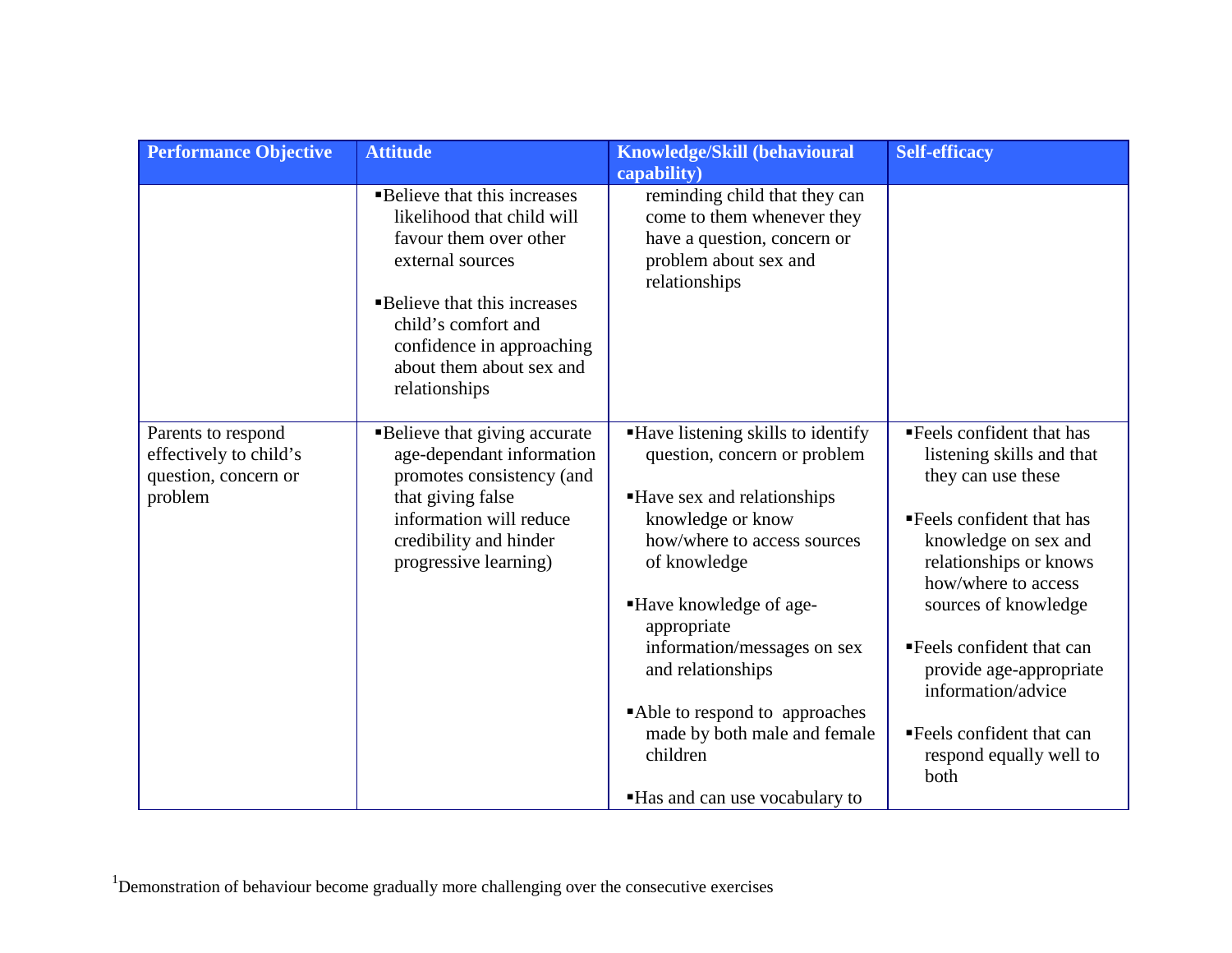| Performance Objective | Attitude | Knowledge/Skill (behavioural capability) | Self-efficacy |
|---|---|---|---|
| | ▪Believe that this increases likelihood that child will favour them over other external sources<br><br>▪Believe that this increases child's comfort and confidence in approaching about them about sex and relationships | reminding child that they can come to them whenever they have a question, concern or problem about sex and relationships | |
| Parents to respond effectively to child's question, concern or problem | ▪Believe that giving accurate age-dependant information promotes consistency (and that giving false information will reduce credibility and hinder progressive learning) | ▪Have listening skills to identify question, concern or problem<br><br>▪Have sex and relationships knowledge or know how/where to access sources of knowledge<br><br>▪Have knowledge of age-appropriate information/messages on sex and relationships<br><br>▪Able to respond to approaches made by both male and female children<br><br>▪Has and can use vocabulary to | ▪Feels confident that has listening skills and that they can use these<br><br>▪Feels confident that has knowledge on sex and relationships or knows how/where to access sources of knowledge<br><br>▪Feels confident that can provide age-appropriate information/advice<br><br>▪Feels confident that can respond equally well to both |

[1]Demonstration of behaviour become gradually more challenging over the consecutive exercises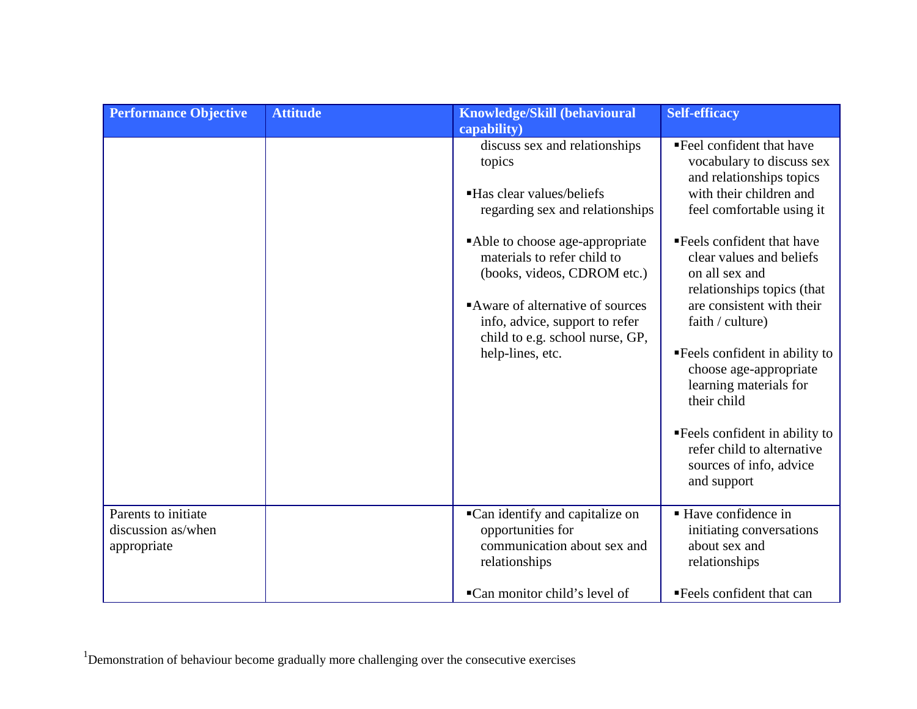| Performance Objective | Attitude | Knowledge/Skill (behavioural capability) | Self-efficacy |
|---|---|---|---|
| | | discuss sex and relationships topics<br><br>▪Has clear values/beliefs regarding sex and relationships<br><br>▪Able to choose age-appropriate materials to refer child to (books, videos, CDROM etc.)<br><br>▪Aware of alternative of sources info, advice, support to refer child to e.g. school nurse, GP, help-lines, etc. | ▪Feel confident that have vocabulary to discuss sex and relationships topics with their children and feel comfortable using it<br><br>▪Feels confident that have clear values and beliefs on all sex and relationships topics (that are consistent with their faith / culture)<br><br>▪Feels confident in ability to choose age-appropriate learning materials for their child<br><br>▪Feels confident in ability to refer child to alternative sources of info, advice and support |
| Parents to initiate discussion as/when appropriate | | ▪Can identify and capitalize on opportunities for communication about sex and relationships<br><br>▪Can monitor child's level of | ▪ Have confidence in initiating conversations about sex and relationships<br><br>▪Feels confident that can |

[1]Demonstration of behaviour become gradually more challenging over the consecutive exercises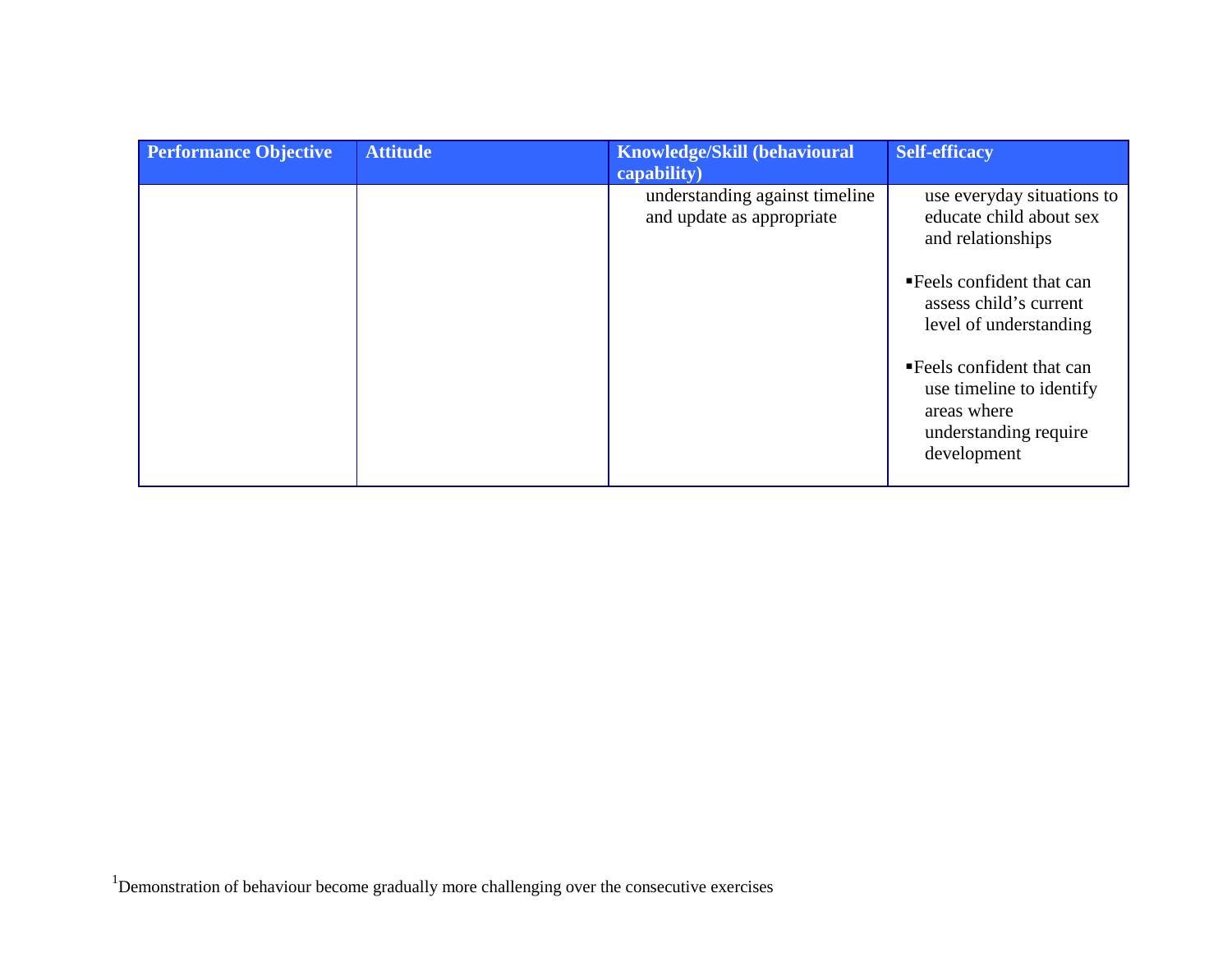| Performance Objective | Attitude | Knowledge/Skill (behavioural capability) | Self-efficacy |
|---|---|---|---|
| | | understanding against timeline and update as appropriate | use everyday situations to educate child about sex and relationships<br><br>▪Feels confident that can assess child's current level of understanding<br><br>▪Feels confident that can use timeline to identify areas where understanding require development |

[1]Demonstration of behaviour become gradually more challenging over the consecutive exercises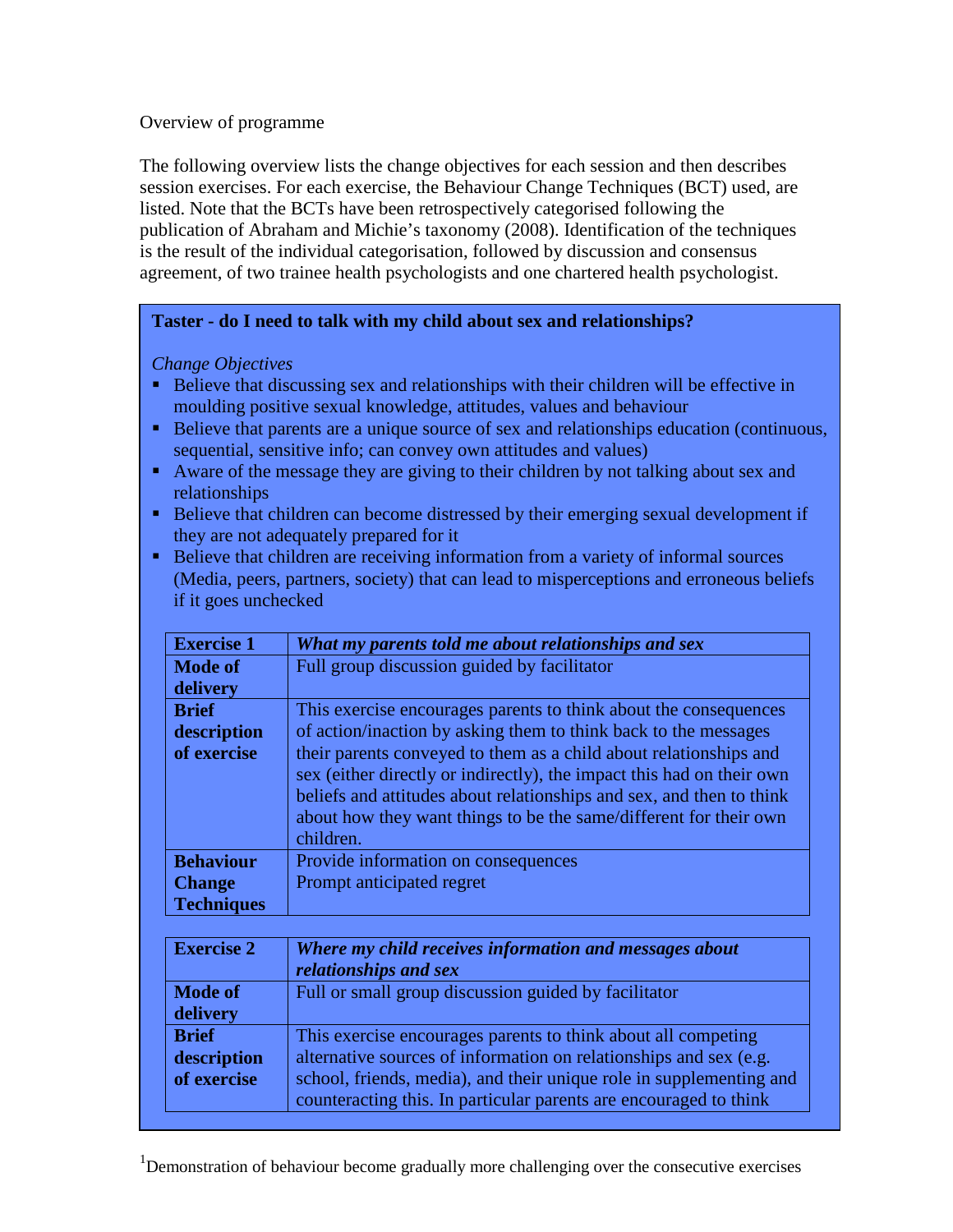Overview of programme

The following overview lists the change objectives for each session and then describes session exercises. For each exercise, the Behaviour Change Techniques (BCT) used, are listed. Note that the BCTs have been retrospectively categorised following the publication of Abraham and Michie's taxonomy (2008). Identification of the techniques is the result of the individual categorisation, followed by discussion and consensus agreement, of two trainee health psychologists and one chartered health psychologist.

**Taster - do I need to talk with my child about sex and relationships?**

*Change Objectives*

- Believe that discussing sex and relationships with their children will be effective in moulding positive sexual knowledge, attitudes, values and behaviour
- Believe that parents are a unique source of sex and relationships education (continuous, sequential, sensitive info; can convey own attitudes and values)
- Aware of the message they are giving to their children by not talking about sex and relationships
- Believe that children can become distressed by their emerging sexual development if they are not adequately prepared for it
- Believe that children are receiving information from a variety of informal sources (Media, peers, partners, society) that can lead to misperceptions and erroneous beliefs if it goes unchecked

| **Exercise 1** | ***What my parents told me about relationships and sex*** |
|---|---|
| **Mode of delivery** | Full group discussion guided by facilitator |
| **Brief description of exercise** | This exercise encourages parents to think about the consequences of action/inaction by asking them to think back to the messages their parents conveyed to them as a child about relationships and sex (either directly or indirectly), the impact this had on their own beliefs and attitudes about relationships and sex, and then to think about how they want things to be the same/different for their own children. |
| **Behaviour Change Techniques** | Provide information on consequences<br>Prompt anticipated regret |

| **Exercise 2** | ***Where my child receives information and messages about relationships and sex*** |
|---|---|
| **Mode of delivery** | Full or small group discussion guided by facilitator |
| **Brief description of exercise** | This exercise encourages parents to think about all competing alternative sources of information on relationships and sex (e.g. school, friends, media), and their unique role in supplementing and counteracting this. In particular parents are encouraged to think |

[1]Demonstration of behaviour become gradually more challenging over the consecutive exercises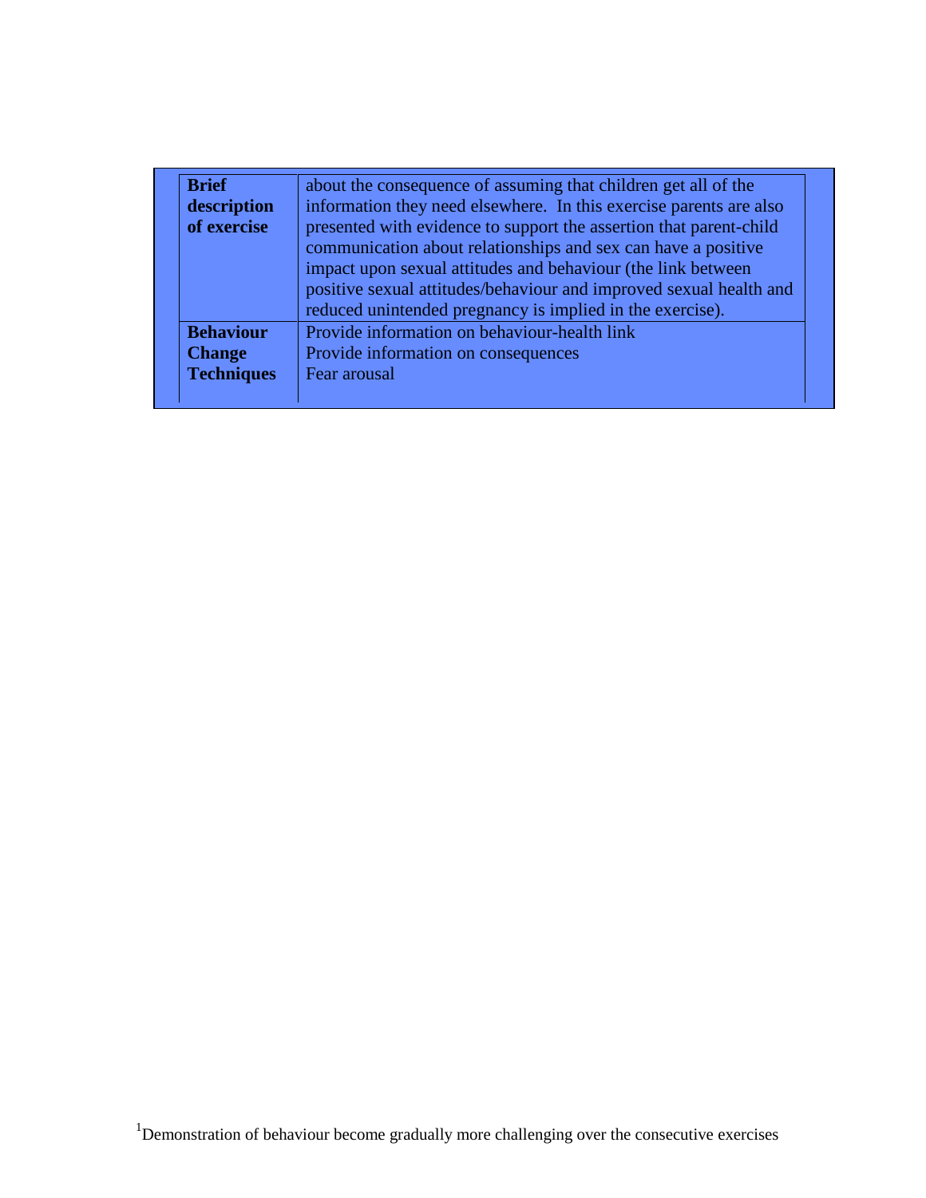| | |
|---|---|
| **Brief description of exercise** | about the consequence of assuming that children get all of the information they need elsewhere. In this exercise parents are also presented with evidence to support the assertion that parent-child communication about relationships and sex can have a positive impact upon sexual attitudes and behaviour (the link between positive sexual attitudes/behaviour and improved sexual health and reduced unintended pregnancy is implied in the exercise). |
| **Behaviour Change Techniques** | Provide information on behaviour-health link<br>Provide information on consequences<br>Fear arousal |

[1]Demonstration of behaviour become gradually more challenging over the consecutive exercises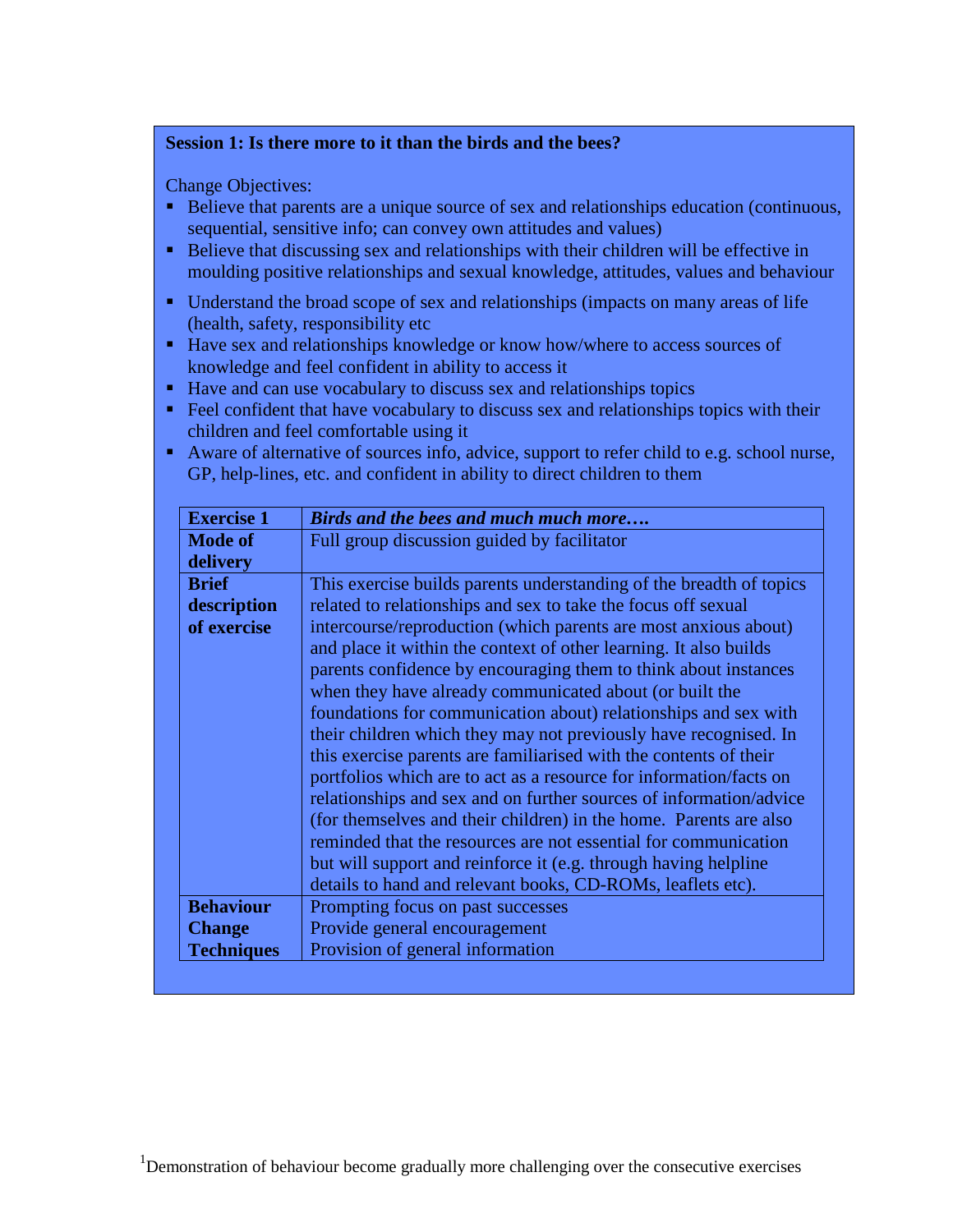**Session 1: Is there more to it than the birds and the bees?**

Change Objectives:

- Believe that parents are a unique source of sex and relationships education (continuous, sequential, sensitive info; can convey own attitudes and values)
- Believe that discussing sex and relationships with their children will be effective in moulding positive relationships and sexual knowledge, attitudes, values and behaviour
- Understand the broad scope of sex and relationships (impacts on many areas of life (health, safety, responsibility etc
- Have sex and relationships knowledge or know how/where to access sources of knowledge and feel confident in ability to access it
- Have and can use vocabulary to discuss sex and relationships topics
- Feel confident that have vocabulary to discuss sex and relationships topics with their children and feel comfortable using it
- Aware of alternative of sources info, advice, support to refer child to e.g. school nurse, GP, help-lines, etc. and confident in ability to direct children to them

| **Exercise 1** | ***Birds and the bees and much much more….*** |
|---|---|
| **Mode of delivery** | Full group discussion guided by facilitator |
| **Brief description of exercise** | This exercise builds parents understanding of the breadth of topics related to relationships and sex to take the focus off sexual intercourse/reproduction (which parents are most anxious about) and place it within the context of other learning. It also builds parents confidence by encouraging them to think about instances when they have already communicated about (or built the foundations for communication about) relationships and sex with their children which they may not previously have recognised. In this exercise parents are familiarised with the contents of their portfolios which are to act as a resource for information/facts on relationships and sex and on further sources of information/advice (for themselves and their children) in the home. Parents are also reminded that the resources are not essential for communication but will support and reinforce it (e.g. through having helpline details to hand and relevant books, CD-ROMs, leaflets etc). |
| **Behaviour Change Techniques** | Prompting focus on past successes<br>Provide general encouragement<br>Provision of general information |

[1]Demonstration of behaviour become gradually more challenging over the consecutive exercises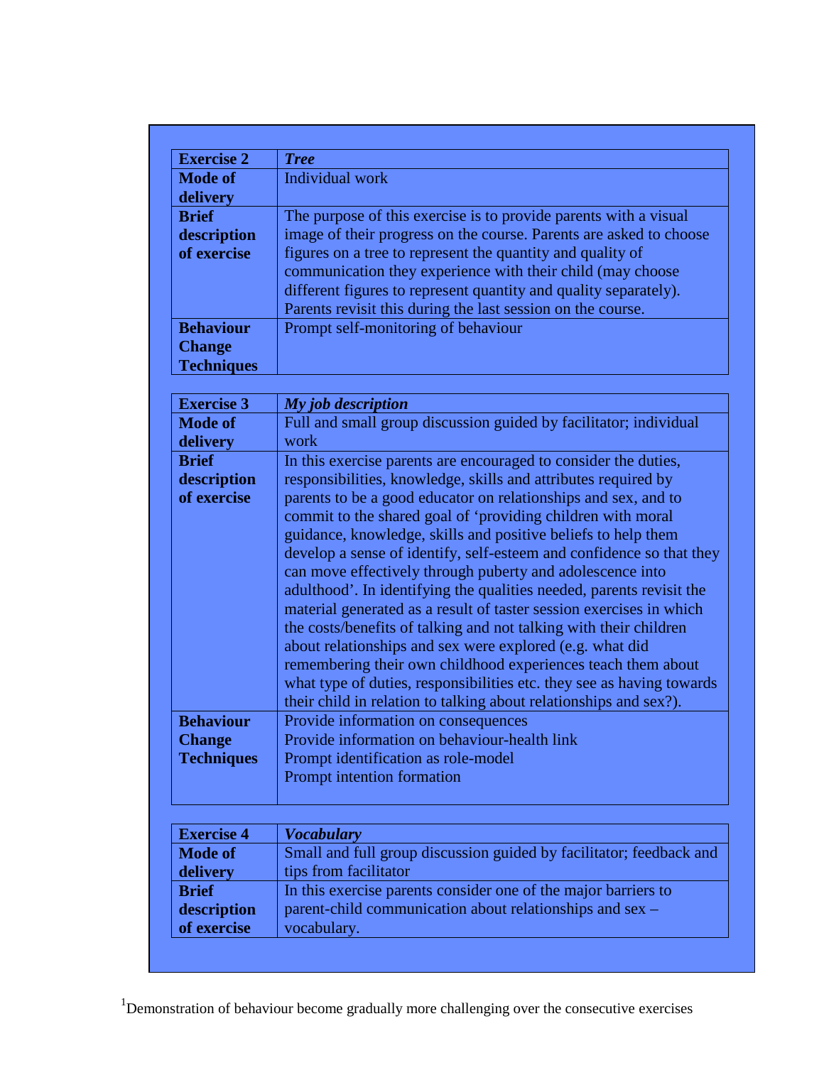| **Exercise 2** | ***Tree*** |
|---|---|
| **Mode of delivery** | Individual work |
| **Brief description of exercise** | The purpose of this exercise is to provide parents with a visual image of their progress on the course. Parents are asked to choose figures on a tree to represent the quantity and quality of communication they experience with their child (may choose different figures to represent quantity and quality separately). Parents revisit this during the last session on the course. |
| **Behaviour Change Techniques** | Prompt self-monitoring of behaviour |

| **Exercise 3** | ***My job description*** |
|---|---|
| **Mode of delivery** | Full and small group discussion guided by facilitator; individual work |
| **Brief description of exercise** | In this exercise parents are encouraged to consider the duties, responsibilities, knowledge, skills and attributes required by parents to be a good educator on relationships and sex, and to commit to the shared goal of 'providing children with moral guidance, knowledge, skills and positive beliefs to help them develop a sense of identify, self-esteem and confidence so that they can move effectively through puberty and adolescence into adulthood'. In identifying the qualities needed, parents revisit the material generated as a result of taster session exercises in which the costs/benefits of talking and not talking with their children about relationships and sex were explored (e.g. what did remembering their own childhood experiences teach them about what type of duties, responsibilities etc. they see as having towards their child in relation to talking about relationships and sex?). |
| **Behaviour Change Techniques** | Provide information on consequences<br>Provide information on behaviour-health link<br>Prompt identification as role-model<br>Prompt intention formation |

| **Exercise 4** | ***Vocabulary*** |
|---|---|
| **Mode of delivery** | Small and full group discussion guided by facilitator; feedback and tips from facilitator |
| **Brief description of exercise** | In this exercise parents consider one of the major barriers to parent-child communication about relationships and sex – vocabulary. |

[1]Demonstration of behaviour become gradually more challenging over the consecutive exercises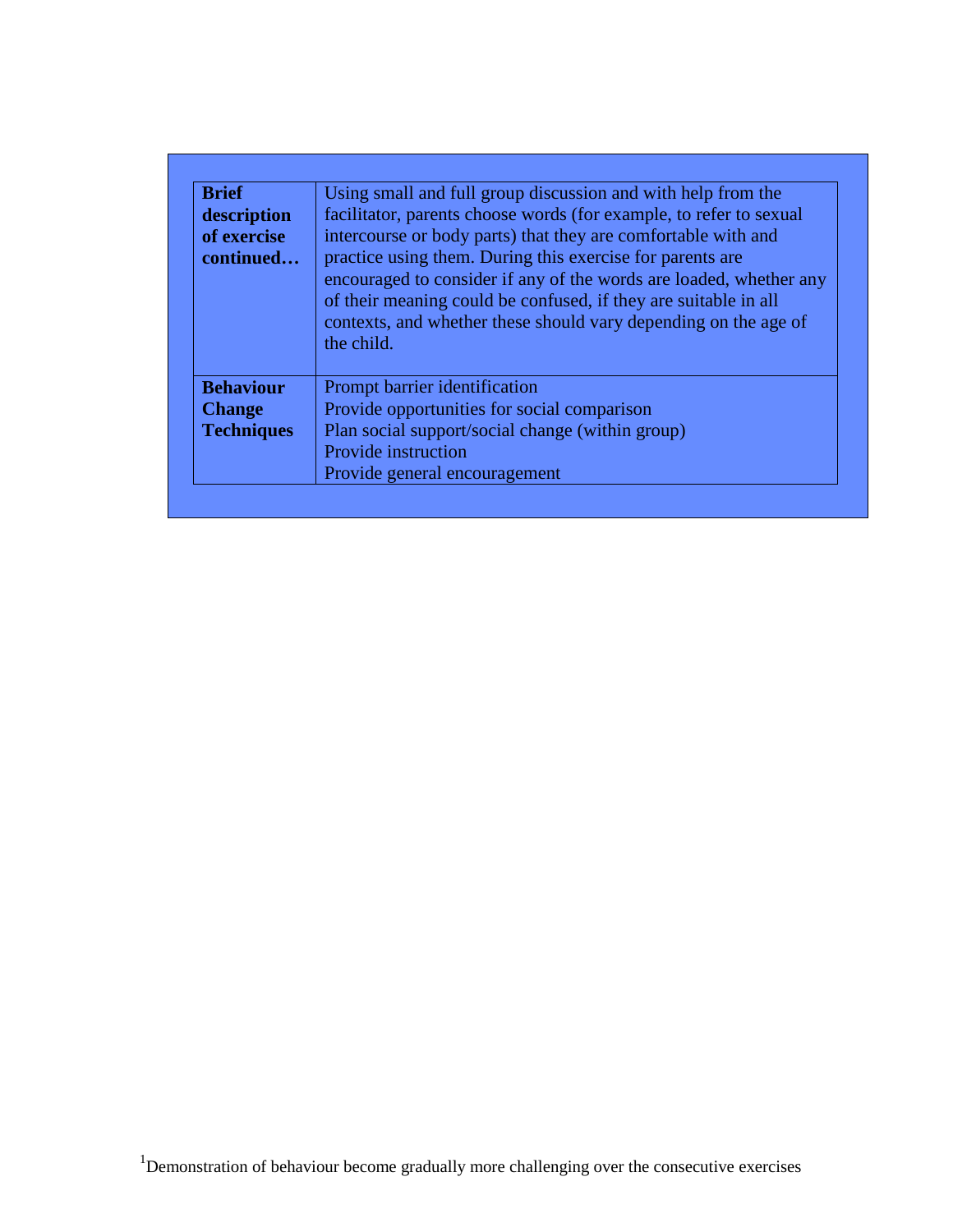| **Brief description of exercise continued…** | Using small and full group discussion and with help from the facilitator, parents choose words (for example, to refer to sexual intercourse or body parts) that they are comfortable with and practice using them. During this exercise for parents are encouraged to consider if any of the words are loaded, whether any of their meaning could be confused, if they are suitable in all contexts, and whether these should vary depending on the age of the child. |
|---|---|
| **Behaviour Change Techniques** | Prompt barrier identification<br>Provide opportunities for social comparison<br>Plan social support/social change (within group)<br>Provide instruction<br>Provide general encouragement |

[1]Demonstration of behaviour become gradually more challenging over the consecutive exercises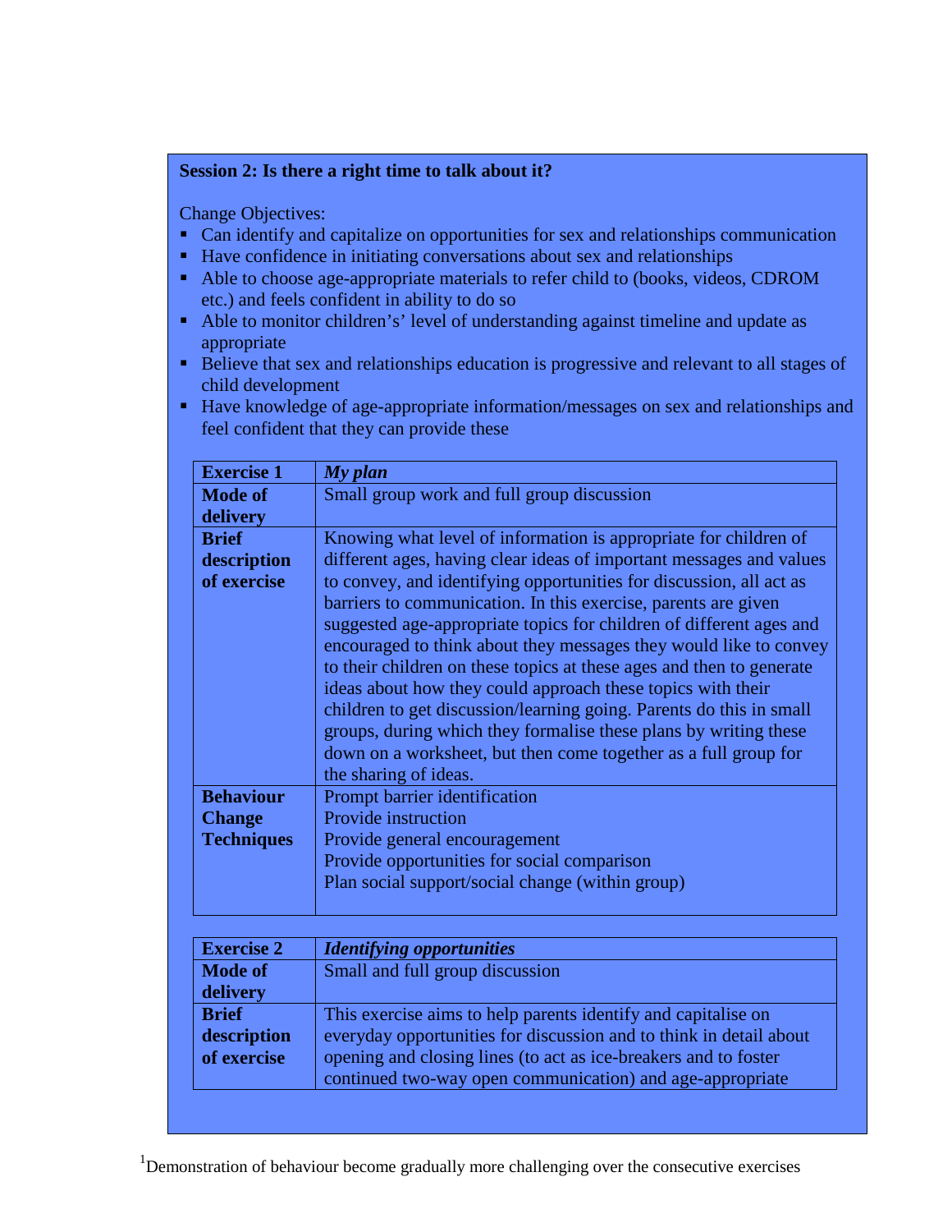**Session 2: Is there a right time to talk about it?**

Change Objectives:

- Can identify and capitalize on opportunities for sex and relationships communication
- Have confidence in initiating conversations about sex and relationships
- Able to choose age-appropriate materials to refer child to (books, videos, CDROM etc.) and feels confident in ability to do so
- Able to monitor children's' level of understanding against timeline and update as appropriate
- Believe that sex and relationships education is progressive and relevant to all stages of child development
- Have knowledge of age-appropriate information/messages on sex and relationships and feel confident that they can provide these

| **Exercise 1** | ***My plan*** |
|---|---|
| **Mode of delivery** | Small group work and full group discussion |
| **Brief description of exercise** | Knowing what level of information is appropriate for children of different ages, having clear ideas of important messages and values to convey, and identifying opportunities for discussion, all act as barriers to communication. In this exercise, parents are given suggested age-appropriate topics for children of different ages and encouraged to think about they messages they would like to convey to their children on these topics at these ages and then to generate ideas about how they could approach these topics with their children to get discussion/learning going. Parents do this in small groups, during which they formalise these plans by writing these down on a worksheet, but then come together as a full group for the sharing of ideas. |
| **Behaviour Change Techniques** | Prompt barrier identification<br>Provide instruction<br>Provide general encouragement<br>Provide opportunities for social comparison<br>Plan social support/social change (within group) |

| **Exercise 2** | ***Identifying opportunities*** |
|---|---|
| **Mode of delivery** | Small and full group discussion |
| **Brief description of exercise** | This exercise aims to help parents identify and capitalise on everyday opportunities for discussion and to think in detail about opening and closing lines (to act as ice-breakers and to foster continued two-way open communication) and age-appropriate |

[1]Demonstration of behaviour become gradually more challenging over the consecutive exercises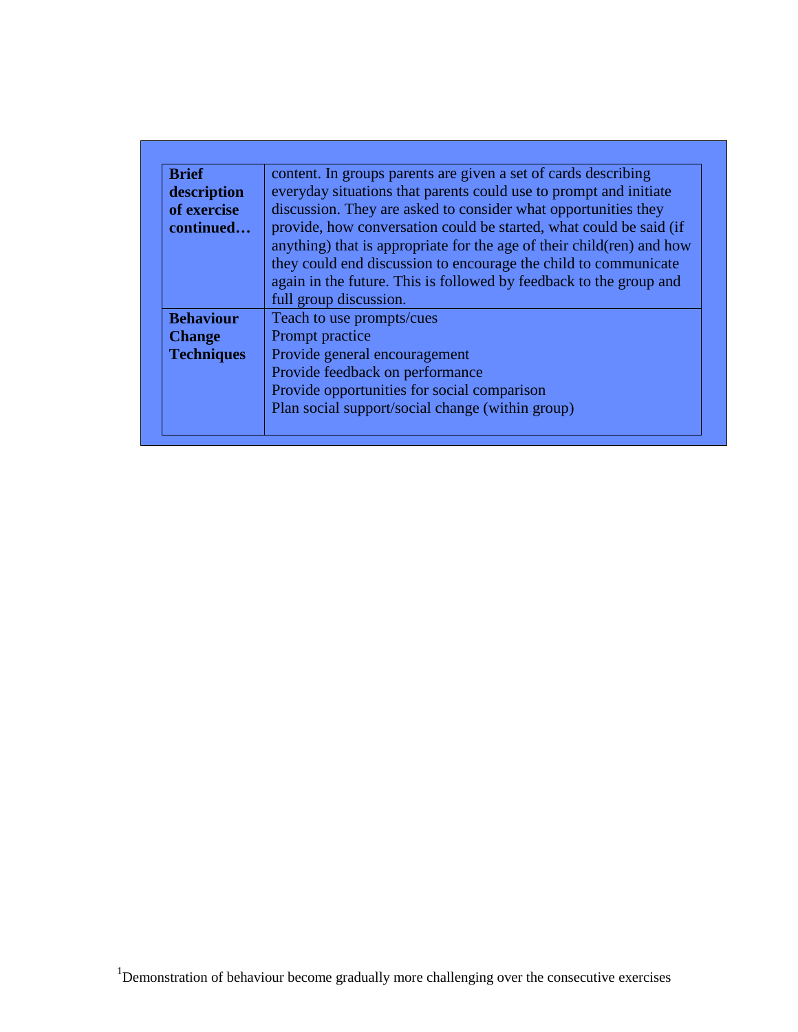| **Brief description of exercise continued…** | content. In groups parents are given a set of cards describing everyday situations that parents could use to prompt and initiate discussion. They are asked to consider what opportunities they provide, how conversation could be started, what could be said (if anything) that is appropriate for the age of their child(ren) and how they could end discussion to encourage the child to communicate again in the future. This is followed by feedback to the group and full group discussion. |
|---|---|
| **Behaviour Change Techniques** | Teach to use prompts/cues<br>Prompt practice<br>Provide general encouragement<br>Provide feedback on performance<br>Provide opportunities for social comparison<br>Plan social support/social change (within group) |

[1]Demonstration of behaviour become gradually more challenging over the consecutive exercises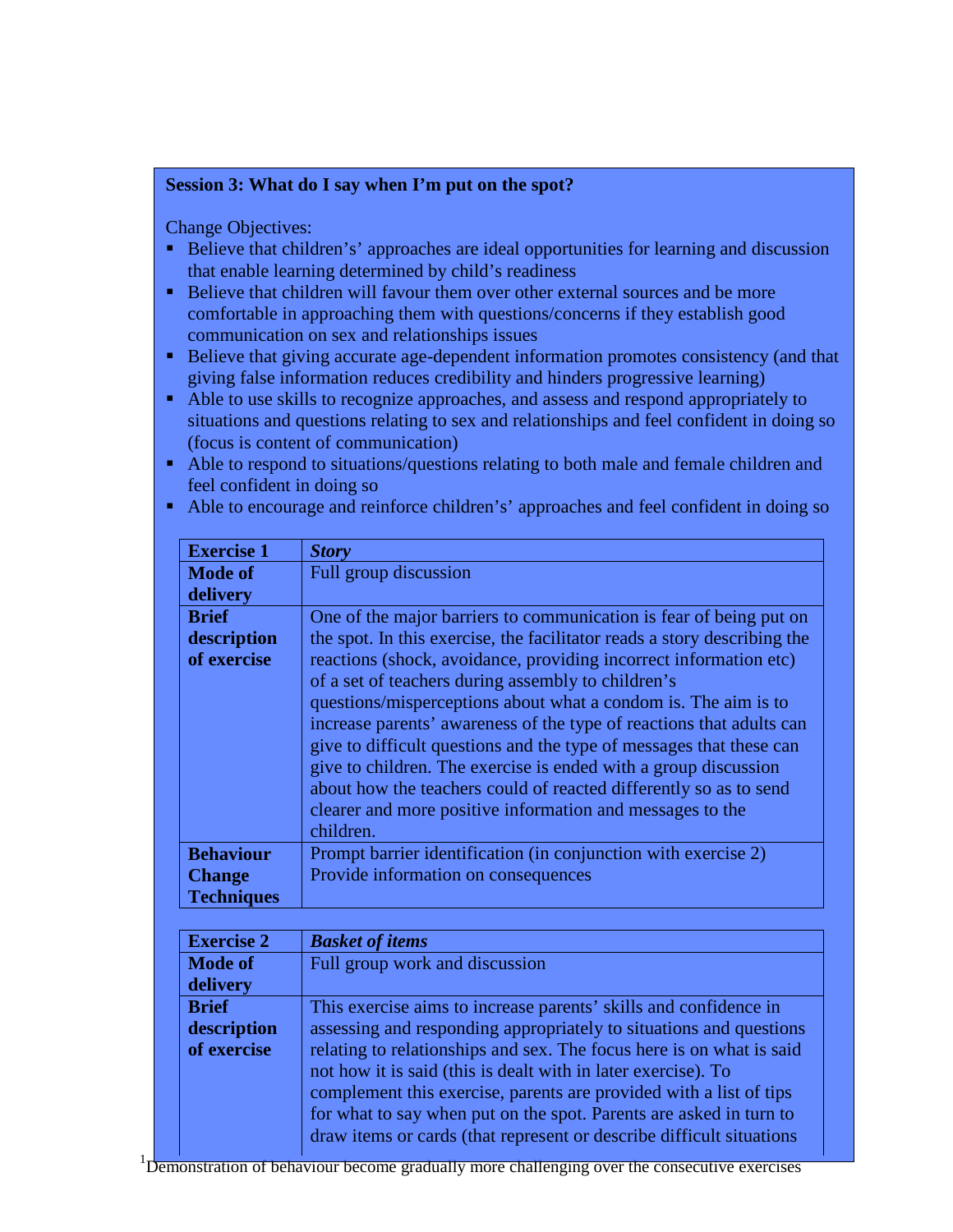**Session 3: What do I say when I'm put on the spot?**

Change Objectives:

- Believe that children's' approaches are ideal opportunities for learning and discussion that enable learning determined by child's readiness
- Believe that children will favour them over other external sources and be more comfortable in approaching them with questions/concerns if they establish good communication on sex and relationships issues
- Believe that giving accurate age-dependent information promotes consistency (and that giving false information reduces credibility and hinders progressive learning)
- Able to use skills to recognize approaches, and assess and respond appropriately to situations and questions relating to sex and relationships and feel confident in doing so (focus is content of communication)
- Able to respond to situations/questions relating to both male and female children and feel confident in doing so
- Able to encourage and reinforce children's' approaches and feel confident in doing so

| **Exercise 1** | ***Story*** |
|---|---|
| **Mode of delivery** | Full group discussion |
| **Brief description of exercise** | One of the major barriers to communication is fear of being put on the spot. In this exercise, the facilitator reads a story describing the reactions (shock, avoidance, providing incorrect information etc) of a set of teachers during assembly to children's questions/misperceptions about what a condom is. The aim is to increase parents' awareness of the type of reactions that adults can give to difficult questions and the type of messages that these can give to children. The exercise is ended with a group discussion about how the teachers could of reacted differently so as to send clearer and more positive information and messages to the children. |
| **Behaviour Change Techniques** | Prompt barrier identification (in conjunction with exercise 2)<br>Provide information on consequences |

| **Exercise 2** | ***Basket of items*** |
|---|---|
| **Mode of delivery** | Full group work and discussion |
| **Brief description of exercise** | This exercise aims to increase parents' skills and confidence in assessing and responding appropriately to situations and questions relating to relationships and sex. The focus here is on what is said not how it is said (this is dealt with in later exercise). To complement this exercise, parents are provided with a list of tips for what to say when put on the spot. Parents are asked in turn to draw items or cards (that represent or describe difficult situations |

[1] Demonstration of behaviour become gradually more challenging over the consecutive exercises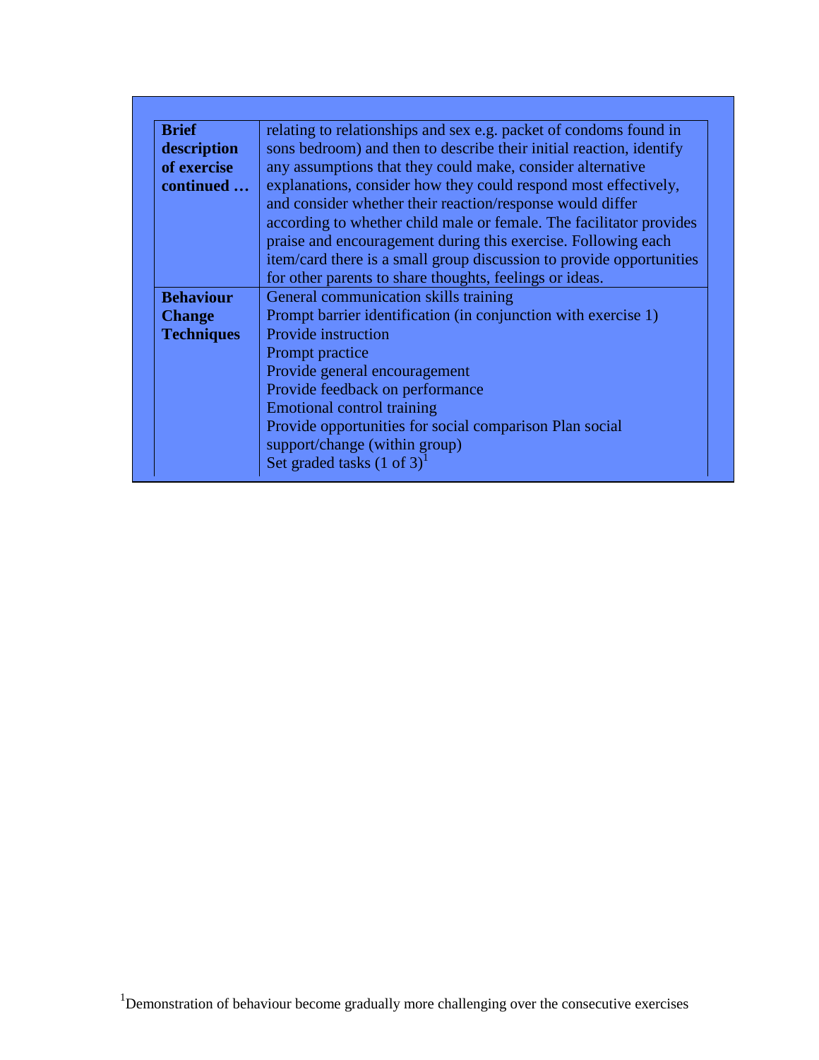| | |
|---|---|
| **Brief description of exercise continued …** | relating to relationships and sex e.g. packet of condoms found in sons bedroom) and then to describe their initial reaction, identify any assumptions that they could make, consider alternative explanations, consider how they could respond most effectively, and consider whether their reaction/response would differ according to whether child male or female. The facilitator provides praise and encouragement during this exercise. Following each item/card there is a small group discussion to provide opportunities for other parents to share thoughts, feelings or ideas. |
| **Behaviour Change Techniques** | General communication skills training<br>Prompt barrier identification (in conjunction with exercise 1)<br>Provide instruction<br>Prompt practice<br>Provide general encouragement<br>Provide feedback on performance<br>Emotional control training<br>Provide opportunities for social comparison Plan social support/change (within group)<br>Set graded tasks (1 of 3)[1] |

[1]Demonstration of behaviour become gradually more challenging over the consecutive exercises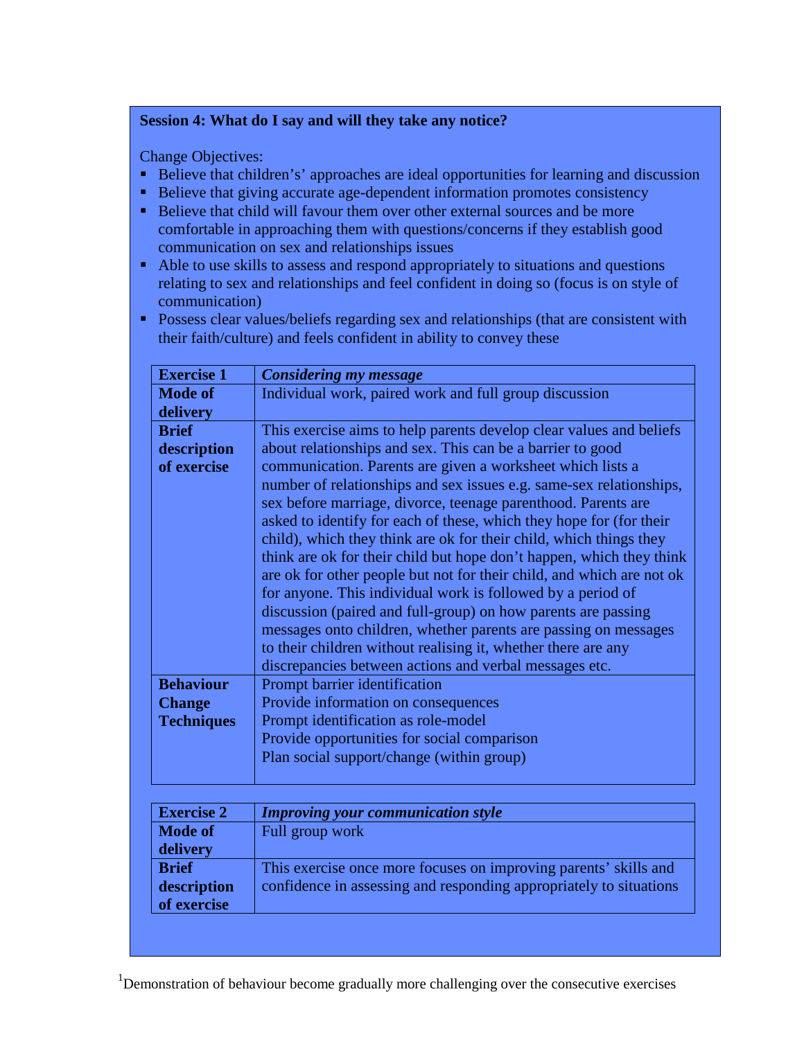**Session 4: What do I say and will they take any notice?**

Change Objectives:

- Believe that children's' approaches are ideal opportunities for learning and discussion
- Believe that giving accurate age-dependent information promotes consistency
- Believe that child will favour them over other external sources and be more comfortable in approaching them with questions/concerns if they establish good communication on sex and relationships issues
- Able to use skills to assess and respond appropriately to situations and questions relating to sex and relationships and feel confident in doing so (focus is on style of communication)
- Possess clear values/beliefs regarding sex and relationships (that are consistent with their faith/culture) and feels confident in ability to convey these

| **Exercise 1** | ***Considering my message*** |
|---|---|
| **Mode of delivery** | Individual work, paired work and full group discussion |
| **Brief description of exercise** | This exercise aims to help parents develop clear values and beliefs about relationships and sex. This can be a barrier to good communication. Parents are given a worksheet which lists a number of relationships and sex issues e.g. same-sex relationships, sex before marriage, divorce, teenage parenthood. Parents are asked to identify for each of these, which they hope for (for their child), which they think are ok for their child, which things they think are ok for their child but hope don't happen, which they think are ok for other people but not for their child, and which are not ok for anyone. This individual work is followed by a period of discussion (paired and full-group) on how parents are passing messages onto children, whether parents are passing on messages to their children without realising it, whether there are any discrepancies between actions and verbal messages etc. |
| **Behaviour Change Techniques** | Prompt barrier identification<br>Provide information on consequences<br>Prompt identification as role-model<br>Provide opportunities for social comparison<br>Plan social support/change (within group) |

| **Exercise 2** | ***Improving your communication style*** |
|---|---|
| **Mode of delivery** | Full group work |
| **Brief description of exercise** | This exercise once more focuses on improving parents' skills and confidence in assessing and responding appropriately to situations |

[1] Demonstration of behaviour become gradually more challenging over the consecutive exercises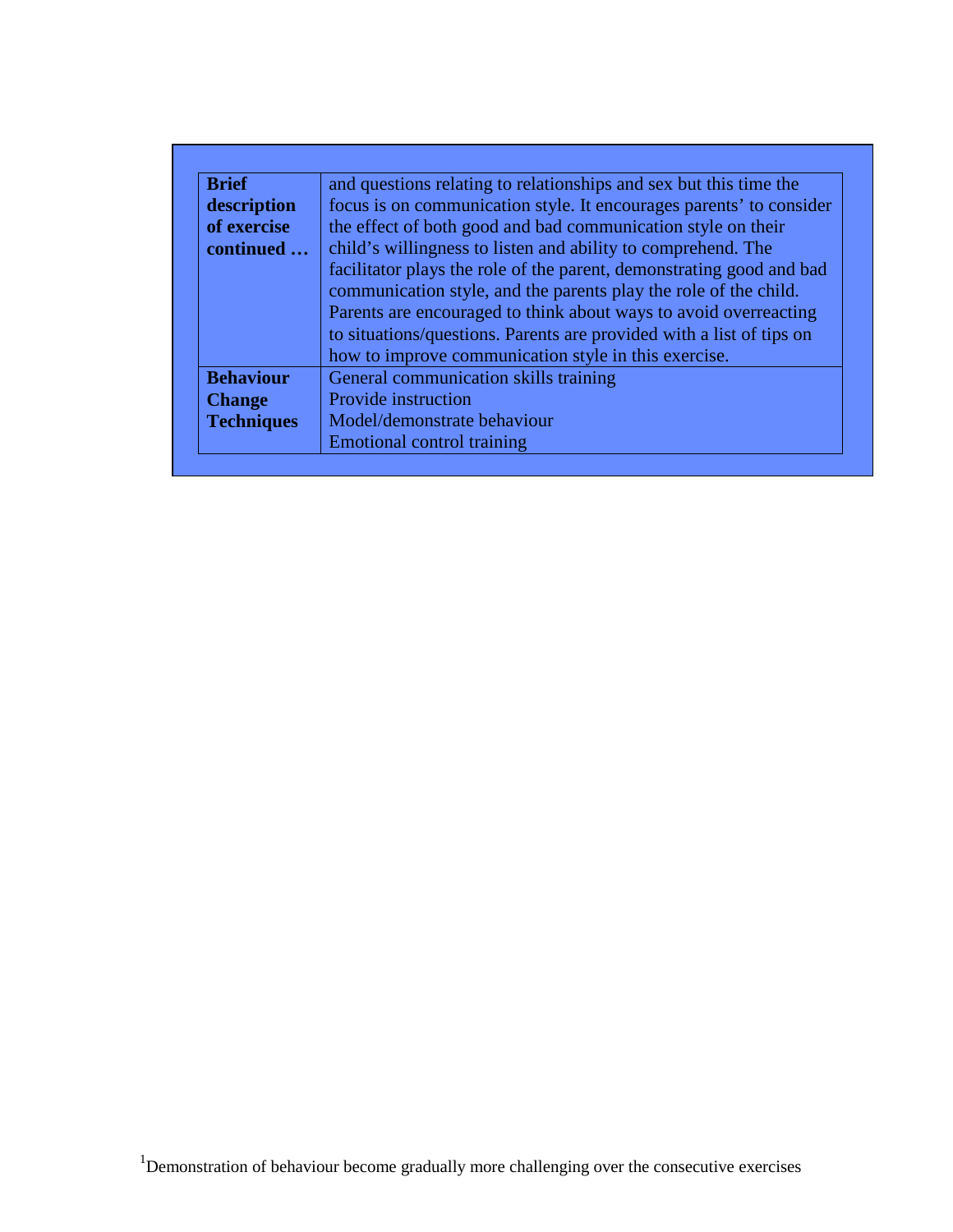| | |
|---|---|
| **Brief description of exercise continued …** | and questions relating to relationships and sex but this time the focus is on communication style. It encourages parents' to consider the effect of both good and bad communication style on their child's willingness to listen and ability to comprehend. The facilitator plays the role of the parent, demonstrating good and bad communication style, and the parents play the role of the child. Parents are encouraged to think about ways to avoid overreacting to situations/questions. Parents are provided with a list of tips on how to improve communication style in this exercise. |
| **Behaviour Change Techniques** | General communication skills training<br>Provide instruction<br>Model/demonstrate behaviour<br>Emotional control training |

[1] Demonstration of behaviour become gradually more challenging over the consecutive exercises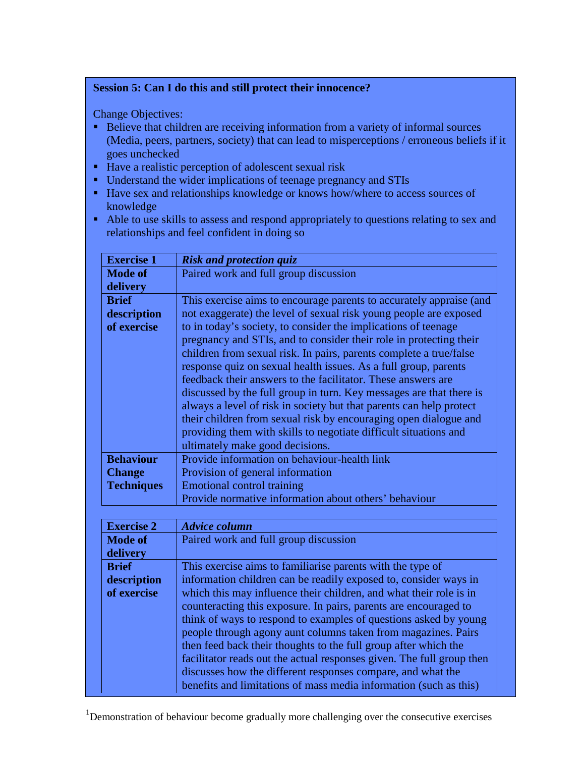**Session 5: Can I do this and still protect their innocence?**

Change Objectives:

- Believe that children are receiving information from a variety of informal sources (Media, peers, partners, society) that can lead to misperceptions / erroneous beliefs if it goes unchecked
- Have a realistic perception of adolescent sexual risk
- Understand the wider implications of teenage pregnancy and STIs
- Have sex and relationships knowledge or knows how/where to access sources of knowledge
- Able to use skills to assess and respond appropriately to questions relating to sex and relationships and feel confident in doing so

| **Exercise 1** | ***Risk and protection quiz*** |
|---|---|
| **Mode of delivery** | Paired work and full group discussion |
| **Brief description of exercise** | This exercise aims to encourage parents to accurately appraise (and not exaggerate) the level of sexual risk young people are exposed to in today's society, to consider the implications of teenage pregnancy and STIs, and to consider their role in protecting their children from sexual risk. In pairs, parents complete a true/false response quiz on sexual health issues. As a full group, parents feedback their answers to the facilitator. These answers are discussed by the full group in turn. Key messages are that there is always a level of risk in society but that parents can help protect their children from sexual risk by encouraging open dialogue and providing them with skills to negotiate difficult situations and ultimately make good decisions. |
| **Behaviour Change Techniques** | Provide information on behaviour-health link<br>Provision of general information<br>Emotional control training<br>Provide normative information about others' behaviour |

| **Exercise 2** | ***Advice column*** |
|---|---|
| **Mode of delivery** | Paired work and full group discussion |
| **Brief description of exercise** | This exercise aims to familiarise parents with the type of information children can be readily exposed to, consider ways in which this may influence their children, and what their role is in counteracting this exposure. In pairs, parents are encouraged to think of ways to respond to examples of questions asked by young people through agony aunt columns taken from magazines. Pairs then feed back their thoughts to the full group after which the facilitator reads out the actual responses given. The full group then discusses how the different responses compare, and what the benefits and limitations of mass media information (such as this) |

[1]Demonstration of behaviour become gradually more challenging over the consecutive exercises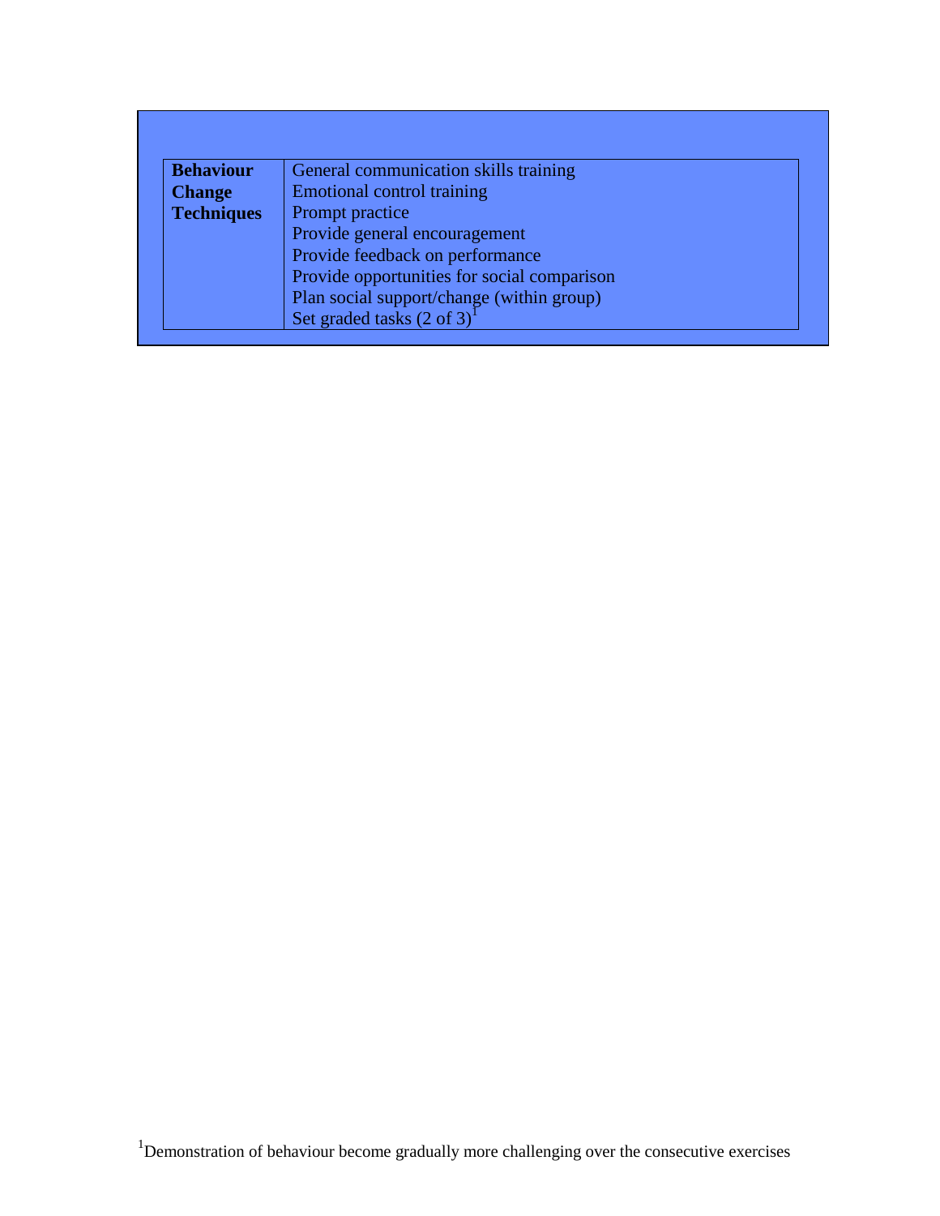| **Behaviour Change Techniques** | General communication skills training |
|---|---|
| | Emotional control training |
| | Prompt practice |
| | Provide general encouragement |
| | Provide feedback on performance |
| | Provide opportunities for social comparison |
| | Plan social support/change (within group) |
| | Set graded tasks (2 of 3)[1] |

[1]Demonstration of behaviour become gradually more challenging over the consecutive exercises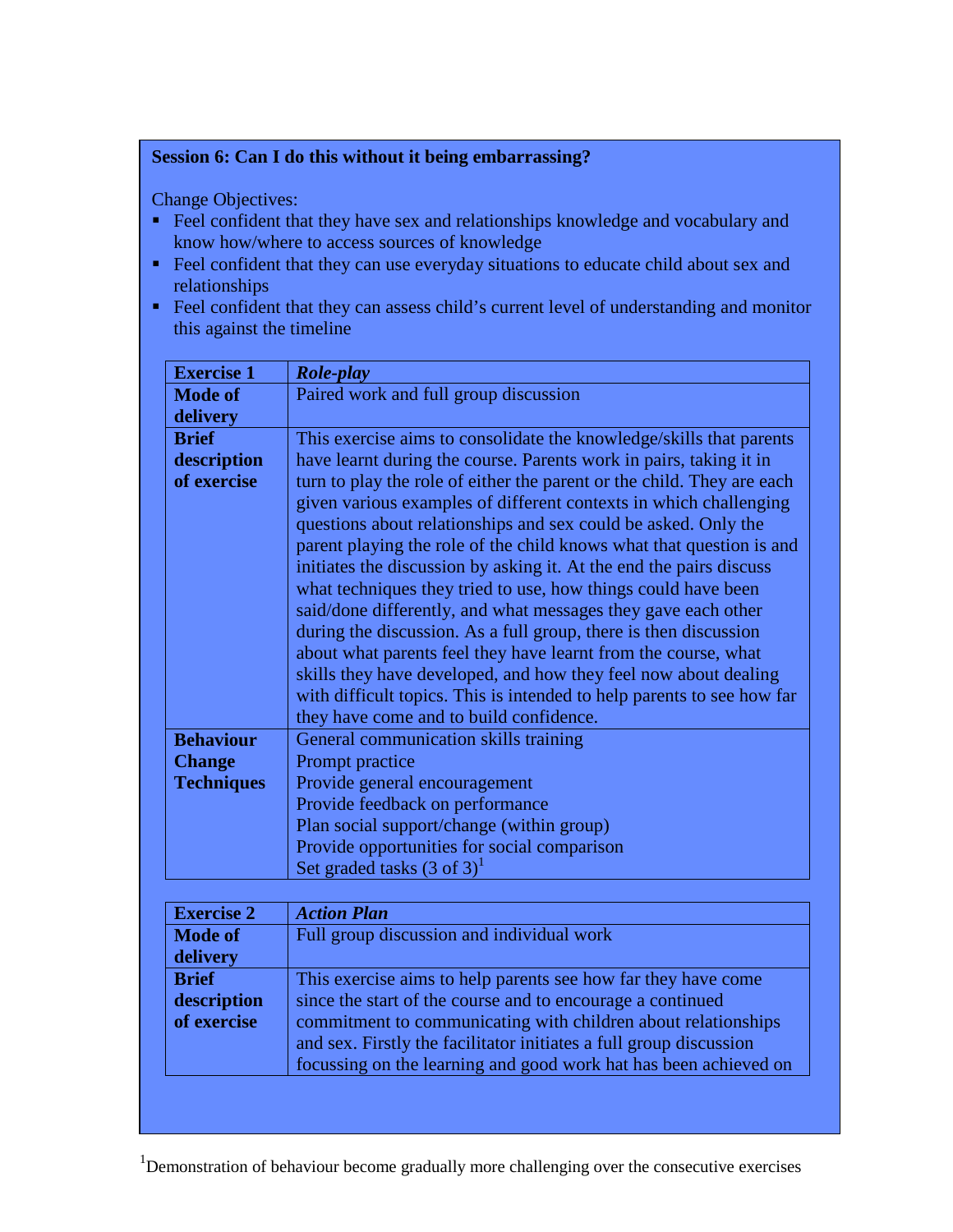**Session 6: Can I do this without it being embarrassing?**

Change Objectives:

- Feel confident that they have sex and relationships knowledge and vocabulary and know how/where to access sources of knowledge
- Feel confident that they can use everyday situations to educate child about sex and relationships
- Feel confident that they can assess child's current level of understanding and monitor this against the timeline

| **Exercise 1** | ***Role-play*** |
|---|---|
| **Mode of delivery** | Paired work and full group discussion |
| **Brief description of exercise** | This exercise aims to consolidate the knowledge/skills that parents have learnt during the course. Parents work in pairs, taking it in turn to play the role of either the parent or the child. They are each given various examples of different contexts in which challenging questions about relationships and sex could be asked. Only the parent playing the role of the child knows what that question is and initiates the discussion by asking it. At the end the pairs discuss what techniques they tried to use, how things could have been said/done differently, and what messages they gave each other during the discussion. As a full group, there is then discussion about what parents feel they have learnt from the course, what skills they have developed, and how they feel now about dealing with difficult topics. This is intended to help parents to see how far they have come and to build confidence. |
| **Behaviour Change Techniques** | General communication skills training<br>Prompt practice<br>Provide general encouragement<br>Provide feedback on performance<br>Plan social support/change (within group)<br>Provide opportunities for social comparison<br>Set graded tasks (3 of 3)[1] |

| **Exercise 2** | ***Action Plan*** |
|---|---|
| **Mode of delivery** | Full group discussion and individual work |
| **Brief description of exercise** | This exercise aims to help parents see how far they have come since the start of the course and to encourage a continued commitment to communicating with children about relationships and sex. Firstly the facilitator initiates a full group discussion focussing on the learning and good work hat has been achieved on |

[1]Demonstration of behaviour become gradually more challenging over the consecutive exercises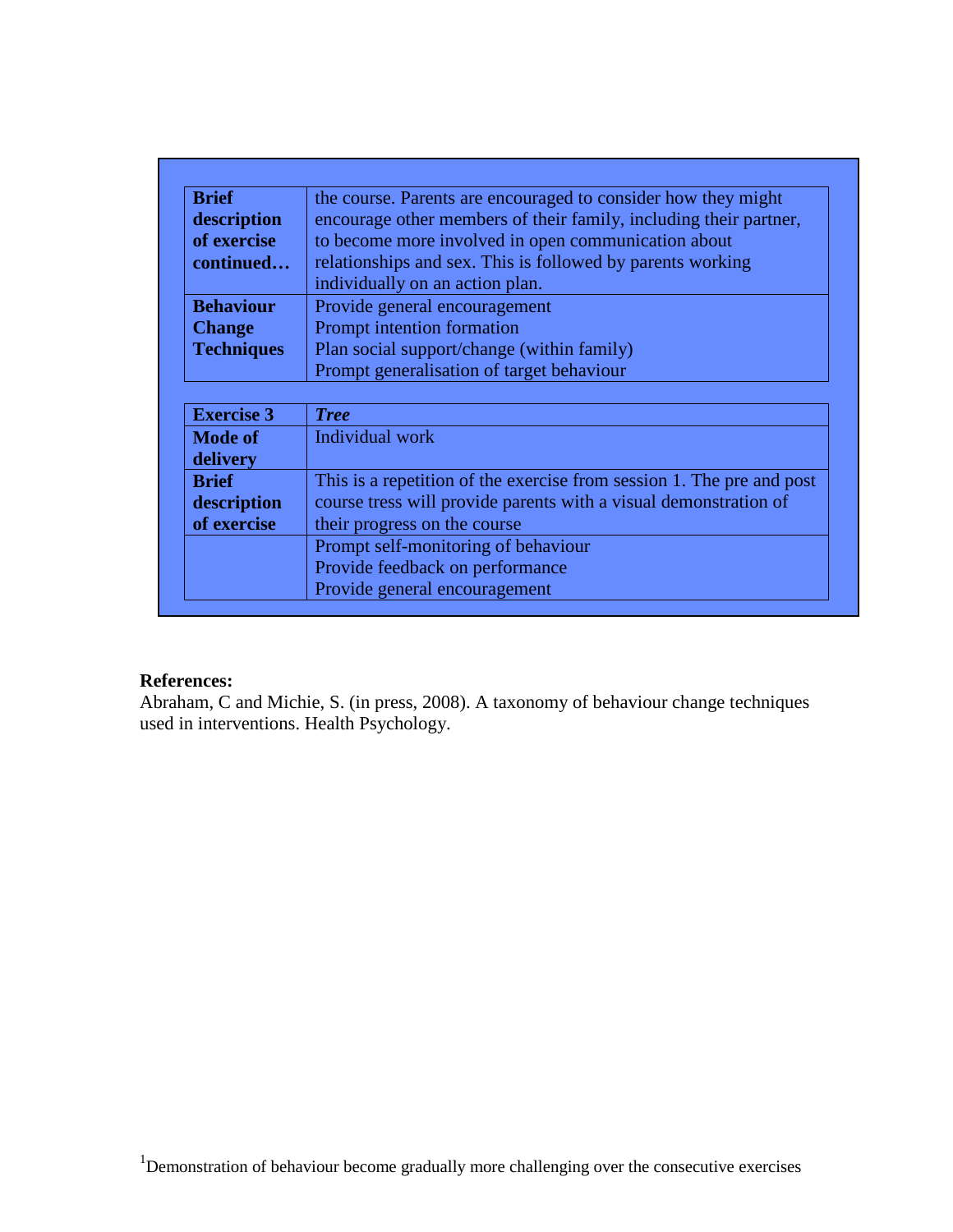| | |
|---|---|
| **Brief description of exercise continued…** | the course. Parents are encouraged to consider how they might encourage other members of their family, including their partner, to become more involved in open communication about relationships and sex. This is followed by parents working individually on an action plan. |
| **Behaviour Change Techniques** | Provide general encouragement<br>Prompt intention formation<br>Plan social support/change (within family)<br>Prompt generalisation of target behaviour |

| **Exercise 3** | ***Tree*** |
|---|---|
| **Mode of delivery** | Individual work |
| **Brief description of exercise** | This is a repetition of the exercise from session 1. The pre and post course tress will provide parents with a visual demonstration of their progress on the course |
| | Prompt self-monitoring of behaviour<br>Provide feedback on performance<br>Provide general encouragement |

**References:**

Abraham, C and Michie, S. (in press, 2008). A taxonomy of behaviour change techniques used in interventions. Health Psychology.

[1]Demonstration of behaviour become gradually more challenging over the consecutive exercises